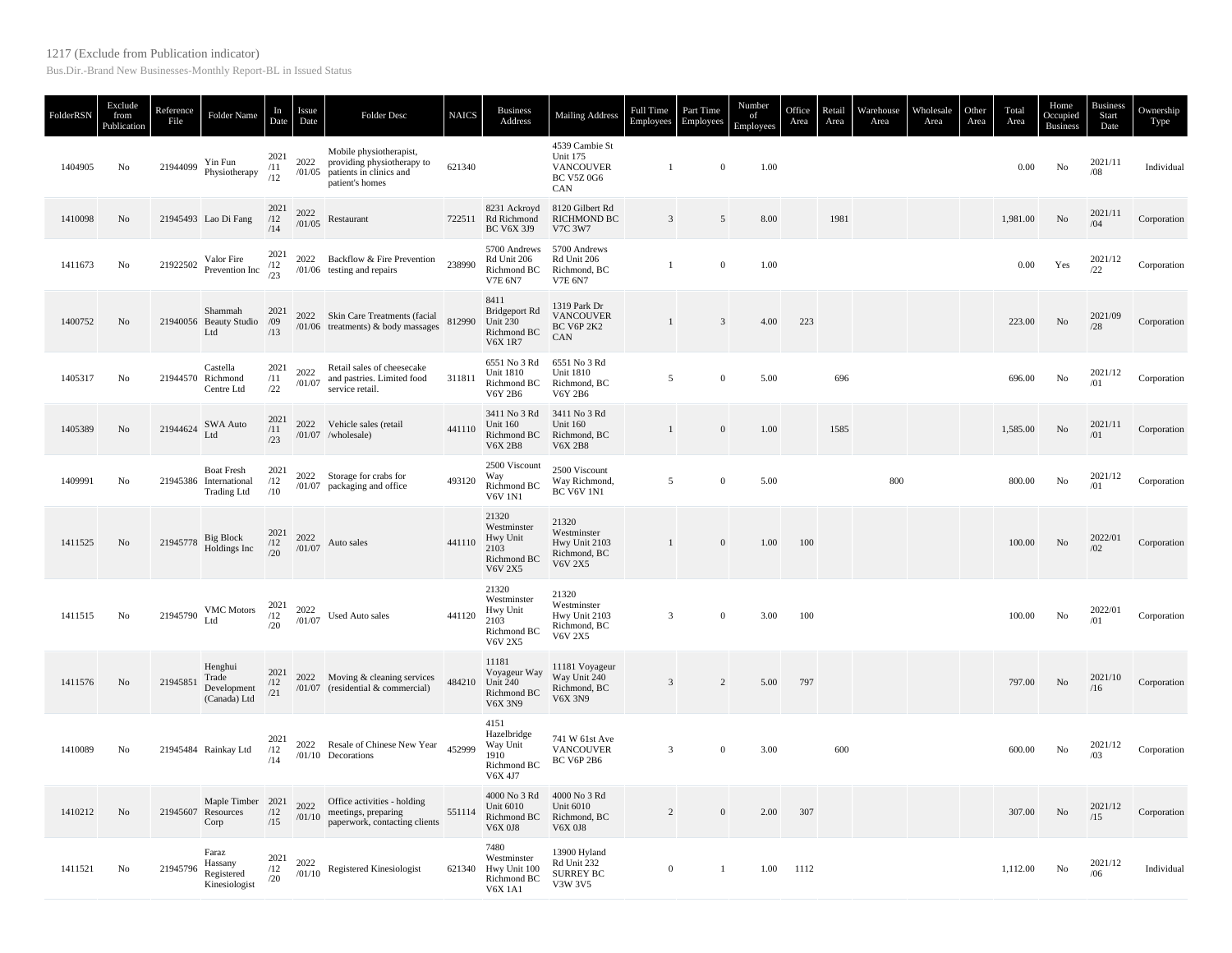1217 (Exclude from Publication indicator)

Bus.Dir.-Brand New Businesses-Monthly Report-BL in Issued Status

| FolderRSN | Exclude from Publication | Reference File | Folder Name | In Date | Issue Date | Folder Desc | NAICS | Business Address | Mailing Address | Full Time Employees | Part Time Employees | Number of Employees | Office Area | Retail Area | Warehouse Area | Wholesale Area | Other Area | Total Area | Home Occupied Business | Business Start Date | Ownership Type |
|---|---|---|---|---|---|---|---|---|---|---|---|---|---|---|---|---|---|---|---|---|---|
| 1404905 | No | 21944099 | Yin Fun Physiotherapy | 2021/11/12 | 2022/01/05 | Mobile physiotherapist, providing physiotherapy to patients in clinics and patient's homes | 621340 | | 4539 Cambie St Unit 175 VANCOUVER BC V5Z 0G6 CAN | 1 | 0 | 1.00 | | | | | | 0.00 | No | 2021/11/08 | Individual |
| 1410098 | No | 21945493 | Lao Di Fang | 2021/12/14 | 2022/01/05 | Restaurant | 722511 | 8231 Ackroyd Rd Richmond BC V6X 3J9 | 8120 Gilbert Rd RICHMOND BC V7C 3W7 | 3 | 5 | 8.00 | | 1981 | | | | 1,981.00 | No | 2021/11/04 | Corporation |
| 1411673 | No | 21922502 | Valor Fire Prevention Inc | 2021/12/23 | 2022/01/06 | Backflow & Fire Prevention testing and repairs | 238990 | 5700 Andrews Rd Unit 206 Richmond BC V7E 6N7 | 5700 Andrews Rd Unit 206 Richmond, BC V7E 6N7 | 1 | 0 | 1.00 | | | | | | 0.00 | Yes | 2021/12/22 | Corporation |
| 1400752 | No | 21940056 | Shammah Beauty Studio Ltd | 2021/09/13 | 2022/01/06 | Skin Care Treatments (facial treatments) & body massages | 812990 | 8411 Bridgeport Rd Unit 230 Richmond BC V6X 1R7 | 1319 Park Dr VANCOUVER BC V6P 2K2 CAN | 1 | 3 | 4.00 | 223 | | | | | 223.00 | No | 2021/09/28 | Corporation |
| 1405317 | No | 21944570 | Castella Richmond Centre Ltd | 2021/11/22 | 2022/01/07 | Retail sales of cheesecake and pastries. Limited food service retail. | 311811 | 6551 No 3 Rd Unit 1810 Richmond BC V6Y 2B6 | 6551 No 3 Rd Unit 1810 Richmond, BC V6Y 2B6 | 5 | 0 | 5.00 | | 696 | | | | 696.00 | No | 2021/12/01 | Corporation |
| 1405389 | No | 21944624 | SWA Auto Ltd | 2021/11/23 | 2022/01/07 | Vehicle sales (retail /wholesale) | 441110 | 3411 No 3 Rd Unit 160 Richmond BC V6X 2B8 | 3411 No 3 Rd Unit 160 Richmond, BC V6X 2B8 | 1 | 0 | 1.00 | | 1585 | | | | 1,585.00 | No | 2021/11/01 | Corporation |
| 1409991 | No | 21945386 | Boat Fresh International Trading Ltd | 2021/12/10 | 2022/01/07 | Storage for crabs for packaging and office | 493120 | 2500 Viscount Way Richmond BC V6V 1N1 | 2500 Viscount Way Richmond, BC V6V 1N1 | 5 | 0 | 5.00 | | | 800 | | | 800.00 | No | 2021/12/01 | Corporation |
| 1411525 | No | 21945778 | Big Block Holdings Inc | 2021/12/20 | 2022/01/07 | Auto sales | 441110 | 21320 Westminster Hwy Unit 2103 Richmond BC V6V 2X5 | 21320 Westminster Hwy Unit 2103 Richmond, BC V6V 2X5 | 1 | 0 | 1.00 | 100 | | | | | 100.00 | No | 2022/01/02 | Corporation |
| 1411515 | No | 21945790 | VMC Motors Ltd | 2021/12/20 | 2022/01/07 | Used Auto sales | 441120 | 21320 Westminster Hwy Unit 2103 Richmond BC V6V 2X5 | 21320 Westminster Hwy Unit 2103 Richmond, BC V6V 2X5 | 3 | 0 | 3.00 | 100 | | | | | 100.00 | No | 2022/01/01 | Corporation |
| 1411576 | No | 21945851 | Henghui Trade Development (Canada) Ltd | 2021/12/21 | 2022/01/07 | Moving & cleaning services (residential & commercial) | 484210 | 11181 Voyageur Way Unit 240 Richmond BC V6X 3N9 | 11181 Voyageur Way Unit 240 Richmond, BC V6X 3N9 | 3 | 2 | 5.00 | 797 | | | | | 797.00 | No | 2021/10/16 | Corporation |
| 1410089 | No | 21945484 | Rainkay Ltd | 2021/12/14 | 2022/01/10 | Resale of Chinese New Year Decorations | 452999 | 4151 Hazelbridge Way Unit 1910 Richmond BC V6X 4J7 | 741 W 61st Ave VANCOUVER BC V6P 2B6 | 3 | 0 | 3.00 | | 600 | | | | 600.00 | No | 2021/12/03 | Corporation |
| 1410212 | No | 21945607 | Maple Timber Resources Corp | 2021/12/15 | 2022/01/10 | Office activities - holding meetings, preparing paperwork, contacting clients | 551114 | 4000 No 3 Rd Unit 6010 Richmond BC V6X 0J8 | 4000 No 3 Rd Unit 6010 Richmond, BC V6X 0J8 | 2 | 0 | 2.00 | 307 | | | | | 307.00 | No | 2021/12/15 | Corporation |
| 1411521 | No | 21945796 | Faraz Hassany Registered Kinesiologist | 2021/12/20 | 2022/01/10 | Registered Kinesiologist | 621340 | 7480 Westminster Hwy Unit 100 Richmond BC V6X 1A1 | 13900 Hyland Rd Unit 232 SURREY BC V3W 3V5 | 0 | 1 | 1.00 | 1112 | | | | | 1,112.00 | No | 2021/12/06 | Individual |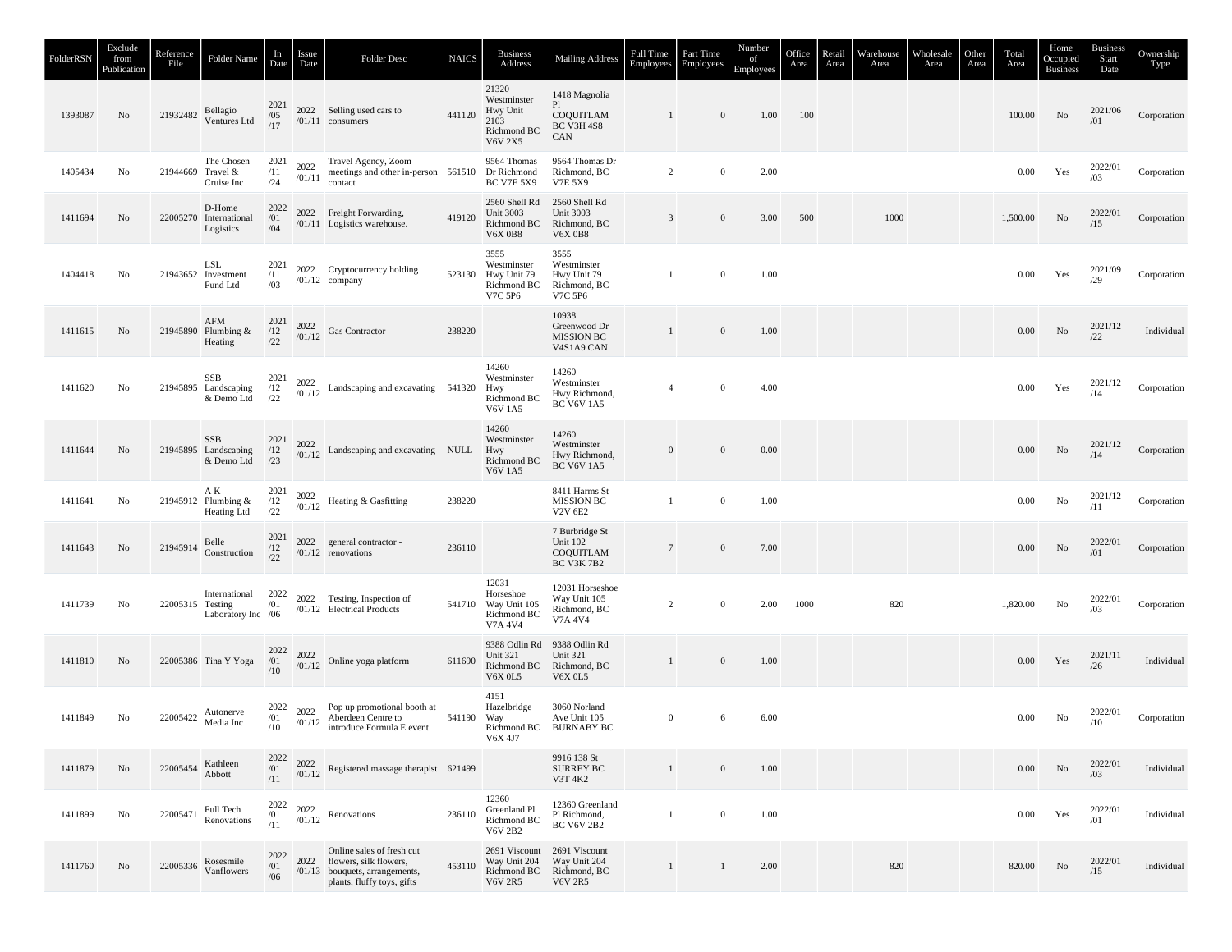| FolderRSN | Exclude from Publication | Reference File | Folder Name | In Date | Issue Date | Folder Desc | NAICS | Business Address | Mailing Address | Full Time Employees | Part Time Employees | Number of Employees | Office Area | Retail Area | Warehouse Area | Wholesale Area | Other Area | Total Area | Home Occupied Business | Business Start Date | Ownership Type |
|---|---|---|---|---|---|---|---|---|---|---|---|---|---|---|---|---|---|---|---|---|---|
| 1393087 | No | 21932482 | Bellagio Ventures Ltd | 2021/05/17 | 2022/01/11 | Selling used cars to consumers | 441120 | 21320 Westminster Hwy Unit 2103 Richmond BC V6V 2X5 | 1418 Magnolia Pl COQUITLAM BC V3H 4S8 CAN | 1 | 0 | 1.00 | 100 | | | | | 100.00 | No | 2021/06/01 | Corporation |
| 1405434 | No | 21944669 | The Chosen Travel & Cruise Inc | 2021/11/24 | 2022/01/11 | Travel Agency, Zoom meetings and other in-person contact | 561510 | 9564 Thomas Dr Richmond BC V7E 5X9 | 9564 Thomas Dr Richmond, BC V7E 5X9 | 2 | 0 | 2.00 | | | | | | 0.00 | Yes | 2022/01/03 | Corporation |
| 1411694 | No | 22005270 | D-Home International Logistics | 2022/01/04 | 2022/01/11 | Freight Forwarding, Logistics warehouse. | 419120 | 2560 Shell Rd Unit 3003 Richmond BC V6X 0B8 | 2560 Shell Rd Unit 3003 Richmond, BC V6X 0B8 | 3 | 0 | 3.00 | 500 | | 1000 | | | 1,500.00 | No | 2022/01/15 | Corporation |
| 1404418 | No | 21943652 | LSL Investment Fund Ltd | 2021/11/03 | 2022/01/12 | Cryptocurrency holding company | 523130 | 3555 Westminster Hwy Unit 79 Richmond BC V7C 5P6 | 3555 Westminster Hwy Unit 79 Richmond, BC V7C 5P6 | 1 | 0 | 1.00 | | | | | | 0.00 | Yes | 2021/09/29 | Corporation |
| 1411615 | No | 21945890 | AFM Plumbing & Heating | 2021/12/22 | 2022/01/12 | Gas Contractor | 238220 | | 10938 Greenwood Dr MISSION BC V4S1A9 CAN | 1 | 0 | 1.00 | | | | | | 0.00 | No | 2021/12/22 | Individual |
| 1411620 | No | 21945895 | SSB Landscaping & Demo Ltd | 2021/12/22 | 2022/01/12 | Landscaping and excavating | 541320 | 14260 Westminster Hwy Richmond BC V6V 1A5 | 14260 Westminster Hwy Richmond, BC V6V 1A5 | 4 | 0 | 4.00 | | | | | | 0.00 | Yes | 2021/12/14 | Corporation |
| 1411644 | No | 21945895 | SSB Landscaping & Demo Ltd | 2021/12/23 | 2022/01/12 | Landscaping and excavating | NULL | 14260 Westminster Hwy Richmond BC V6V 1A5 | 14260 Westminster Hwy Richmond, BC V6V 1A5 | 0 | 0 | 0.00 | | | | | | 0.00 | No | 2021/12/14 | Corporation |
| 1411641 | No | 21945912 | A K Plumbing & Heating Ltd | 2021/12/22 | 2022/01/12 | Heating & Gasfitting | 238220 | | 8411 Harms St MISSION BC V2V 6E2 | 1 | 0 | 1.00 | | | | | | 0.00 | No | 2021/12/11 | Corporation |
| 1411643 | No | 21945914 | Belle Construction | 2021/12/22 | 2022/01/12 | general contractor - renovations | 236110 | | 7 Burbridge St Unit 102 COQUITLAM BC V3K 7B2 | 7 | 0 | 7.00 | | | | | | 0.00 | No | 2022/01/01 | Corporation |
| 1411739 | No | 22005315 | International Testing Laboratory Inc | 2022/01/06 | 2022/01/12 | Testing, Inspection of Electrical Products | 541710 | 12031 Horseshoe Way Unit 105 Richmond BC V7A 4V4 | 12031 Horseshoe Way Unit 105 Richmond, BC V7A 4V4 | 2 | 0 | 2.00 | 1000 | | 820 | | | 1,820.00 | No | 2022/01/03 | Corporation |
| 1411810 | No | 22005386 | Tina Y Yoga | 2022/01/10 | 2022/01/12 | Online yoga platform | 611690 | 9388 Odlin Rd Unit 321 Richmond BC V6X 0L5 | 9388 Odlin Rd Unit 321 Richmond, BC V6X 0L5 | 1 | 0 | 1.00 | | | | | | 0.00 | Yes | 2021/11/26 | Individual |
| 1411849 | No | 22005422 | Autonerve Media Inc | 2022/01/10 | 2022/01/12 | Pop up promotional booth at Aberdeen Centre to introduce Formula E event | 541190 | 4151 Hazelbridge Way Richmond BC V6X 4J7 | 3060 Norland Ave Unit 105 BURNABY BC | 0 | 6 | 6.00 | | | | | | 0.00 | No | 2022/01/10 | Corporation |
| 1411879 | No | 22005454 | Kathleen Abbott | 2022/01/11 | 2022/01/12 | Registered massage therapist | 621499 | | 9916 138 St SURREY BC V3T 4K2 | 1 | 0 | 1.00 | | | | | | 0.00 | No | 2022/01/03 | Individual |
| 1411899 | No | 22005471 | Full Tech Renovations | 2022/01/11 | 2022/01/12 | Renovations | 236110 | 12360 Greenland Pl Richmond BC V6V 2B2 | 12360 Greenland Pl Richmond, BC V6V 2B2 | 1 | 0 | 1.00 | | | | | | 0.00 | Yes | 2022/01/01 | Individual |
| 1411760 | No | 22005336 | Rosesmile Vanflowers | 2022/01/06 | 2022/01/13 | Online sales of fresh cut flowers, silk flowers, bouquets, arrangements, plants, fluffy toys, gifts | 453110 | 2691 Viscount Way Unit 204 Richmond BC V6V 2R5 | 2691 Viscount Way Unit 204 Richmond, BC V6V 2R5 | 1 | 1 | 2.00 | | | 820 | | | 820.00 | No | 2022/01/15 | Individual |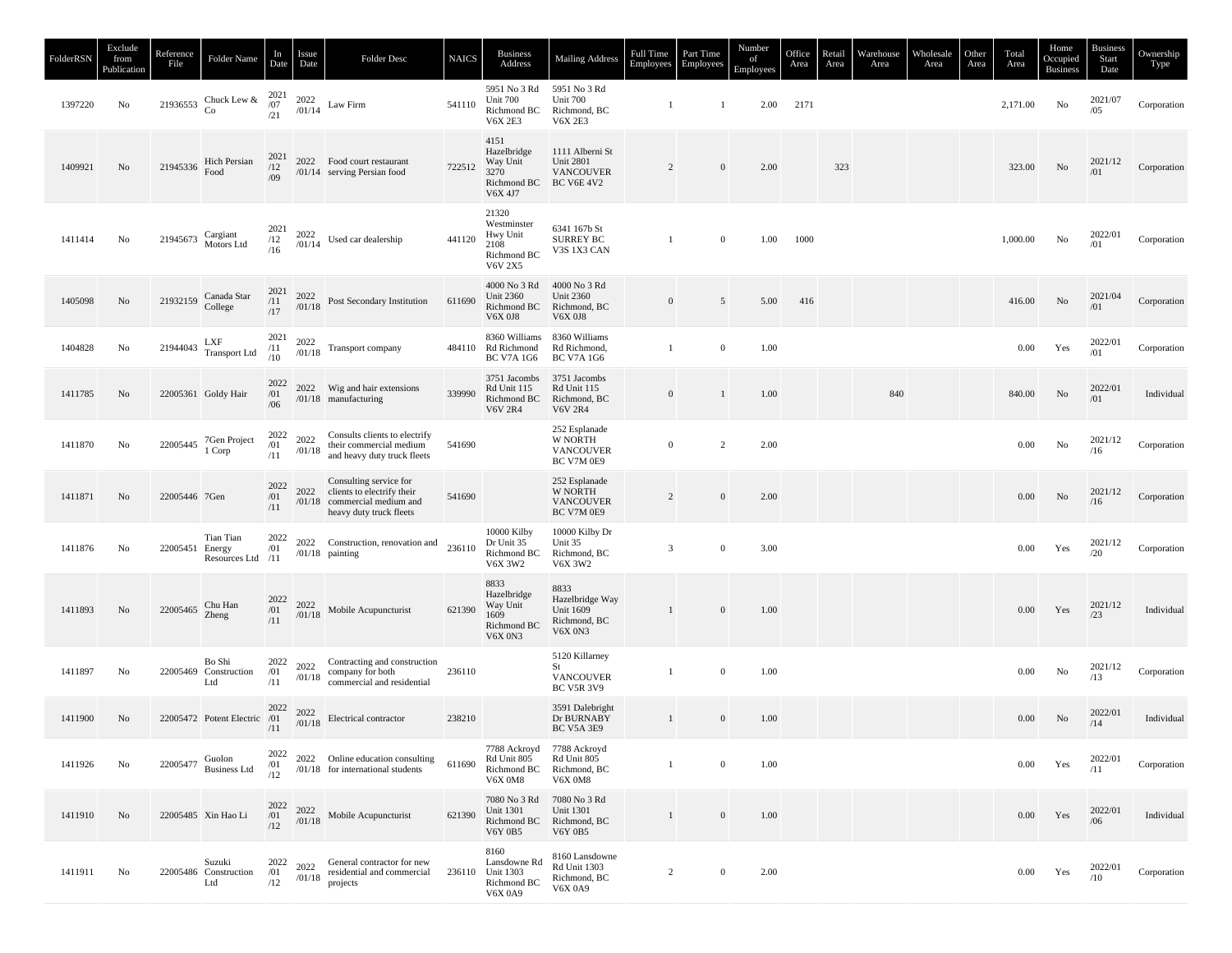| FolderRSN | Exclude from Publication | Reference File | Folder Name | In Date | Issue Date | Folder Desc | NAICS | Business Address | Mailing Address | Full Time Employees | Part Time Employees | Number of Employees | Office Area | Retail Area | Warehouse Area | Wholesale Area | Other Area | Total Area | Home Occupied Business | Business Start Date | Ownership Type |
|---|---|---|---|---|---|---|---|---|---|---|---|---|---|---|---|---|---|---|---|---|---|
| 1397220 | No | 21936553 | Chuck Lew & Co | 2021/07/21 | 2022/01/14 | Law Firm | 541110 | 5951 No 3 Rd Unit 700 Richmond BC V6X 2E3 | 5951 No 3 Rd Unit 700 Richmond, BC V6X 2E3 | 1 | 1 | 2.00 | 2171 | | | | | 2,171.00 | No | 2021/07/05 | Corporation |
| 1409921 | No | 21945336 | Hich Persian Food | 2021/12/09 | 2022/01/14 | Food court restaurant serving Persian food | 722512 | 4151 Hazelbridge Way Unit 3270 Richmond BC V6X 4J7 | 1111 Alberni St Unit 2801 VANCOUVER BC V6E 4V2 | 2 | 0 | 2.00 | | 323 | | | | 323.00 | No | 2021/12/01 | Corporation |
| 1411414 | No | 21945673 | Cargiant Motors Ltd | 2021/12/16 | 2022/01/14 | Used car dealership | 441120 | 21320 Westminster Hwy Unit 2108 Richmond BC V6V 2X5 | 6341 167b St SURREY BC V3S 1X3 CAN | 1 | 0 | 1.00 | 1000 | | | | | 1,000.00 | No | 2022/01/01 | Corporation |
| 1405098 | No | 21932159 | Canada Star College | 2021/11/17 | 2022/01/18 | Post Secondary Institution | 611690 | 4000 No 3 Rd Unit 2360 Richmond BC V6X 0J8 | 4000 No 3 Rd Unit 2360 Richmond, BC V6X 0J8 | 0 | 5 | 5.00 | 416 | | | | | 416.00 | No | 2021/04/01 | Corporation |
| 1404828 | No | 21944043 | LXF Transport Ltd | 2021/11/10 | 2022/01/18 | Transport company | 484110 | 8360 Williams Rd Richmond BC V7A 1G6 | 8360 Williams Rd Richmond, BC V7A 1G6 | 1 | 0 | 1.00 | | | | | | 0.00 | Yes | 2022/01/01 | Corporation |
| 1411785 | No | 22005361 | Goldy Hair | 2022/01/06 | 2022/01/18 | Wig and hair extensions manufacturing | 339990 | 3751 Jacombs Rd Unit 115 Richmond BC V6V 2R4 | 3751 Jacombs Rd Unit 115 Richmond, BC V6V 2R4 | 0 | 1 | 1.00 | | | 840 | | | 840.00 | No | 2022/01/01 | Individual |
| 1411870 | No | 22005445 | 7Gen Project 1 Corp | 2022/01/11 | 2022/01/18 | Consults clients to electrify their commercial medium and heavy duty truck fleets | 541690 | | 252 Esplanade W NORTH VANCOUVER BC V7M 0E9 | 0 | 2 | 2.00 | | | | | | 0.00 | No | 2021/12/16 | Corporation |
| 1411871 | No | 22005446 | 7Gen | 2022/01/11 | 2022/01/18 | Consulting service for clients to electrify their commercial medium and heavy duty truck fleets | 541690 | | 252 Esplanade W NORTH VANCOUVER BC V7M 0E9 | 2 | 0 | 2.00 | | | | | | 0.00 | No | 2021/12/16 | Corporation |
| 1411876 | No | 22005451 | Tian Tian Energy Resources Ltd | 2022/01/11 | 2022/01/18 | Construction, renovation and painting | 236110 | 10000 Kilby Dr Unit 35 Richmond BC V6X 3W2 | 10000 Kilby Dr Unit 35 Richmond, BC V6X 3W2 | 3 | 0 | 3.00 | | | | | | 0.00 | Yes | 2021/12/20 | Corporation |
| 1411893 | No | 22005465 | Chu Han Zheng | 2022/01/11 | 2022/01/18 | Mobile Acupuncturist | 621390 | 8833 Hazelbridge Way Unit 1609 Richmond BC V6X 0N3 | 8833 Hazelbridge Way Unit 1609 Richmond, BC V6X 0N3 | 1 | 0 | 1.00 | | | | | | 0.00 | Yes | 2021/12/23 | Individual |
| 1411897 | No | 22005469 | Bo Shi Construction Ltd | 2022/01/11 | 2022/01/18 | Contracting and construction company for both commercial and residential | 236110 | | 5120 Killarney St VANCOUVER BC V5R 3V9 | 1 | 0 | 1.00 | | | | | | 0.00 | No | 2021/12/13 | Corporation |
| 1411900 | No | 22005472 | Potent Electric | 2022/01/11 | 2022/01/18 | Electrical contractor | 238210 | | 3591 Dalebright Dr BURNABY BC V5A 3E9 | 1 | 0 | 1.00 | | | | | | 0.00 | No | 2022/01/14 | Individual |
| 1411926 | No | 22005477 | Guolon Business Ltd | 2022/01/12 | 2022/01/18 | Online education consulting for international students | 611690 | 7788 Ackroyd Rd Unit 805 Richmond BC V6X 0M8 | 7788 Ackroyd Rd Unit 805 Richmond, BC V6X 0M8 | 1 | 0 | 1.00 | | | | | | 0.00 | Yes | 2022/01/11 | Corporation |
| 1411910 | No | 22005485 | Xin Hao Li | 2022/01/12 | 2022/01/18 | Mobile Acupuncturist | 621390 | 7080 No 3 Rd Unit 1301 Richmond BC V6Y 0B5 | 7080 No 3 Rd Unit 1301 Richmond, BC V6Y 0B5 | 1 | 0 | 1.00 | | | | | | 0.00 | Yes | 2022/01/06 | Individual |
| 1411911 | No | 22005486 | Suzuki Construction Ltd | 2022/01/12 | 2022/01/18 | General contractor for new residential and commercial projects | 236110 | 8160 Lansdowne Rd Unit 1303 Richmond BC V6X 0A9 | 8160 Lansdowne Rd Unit 1303 Richmond, BC V6X 0A9 | 2 | 0 | 2.00 | | | | | | 0.00 | Yes | 2022/01/10 | Corporation |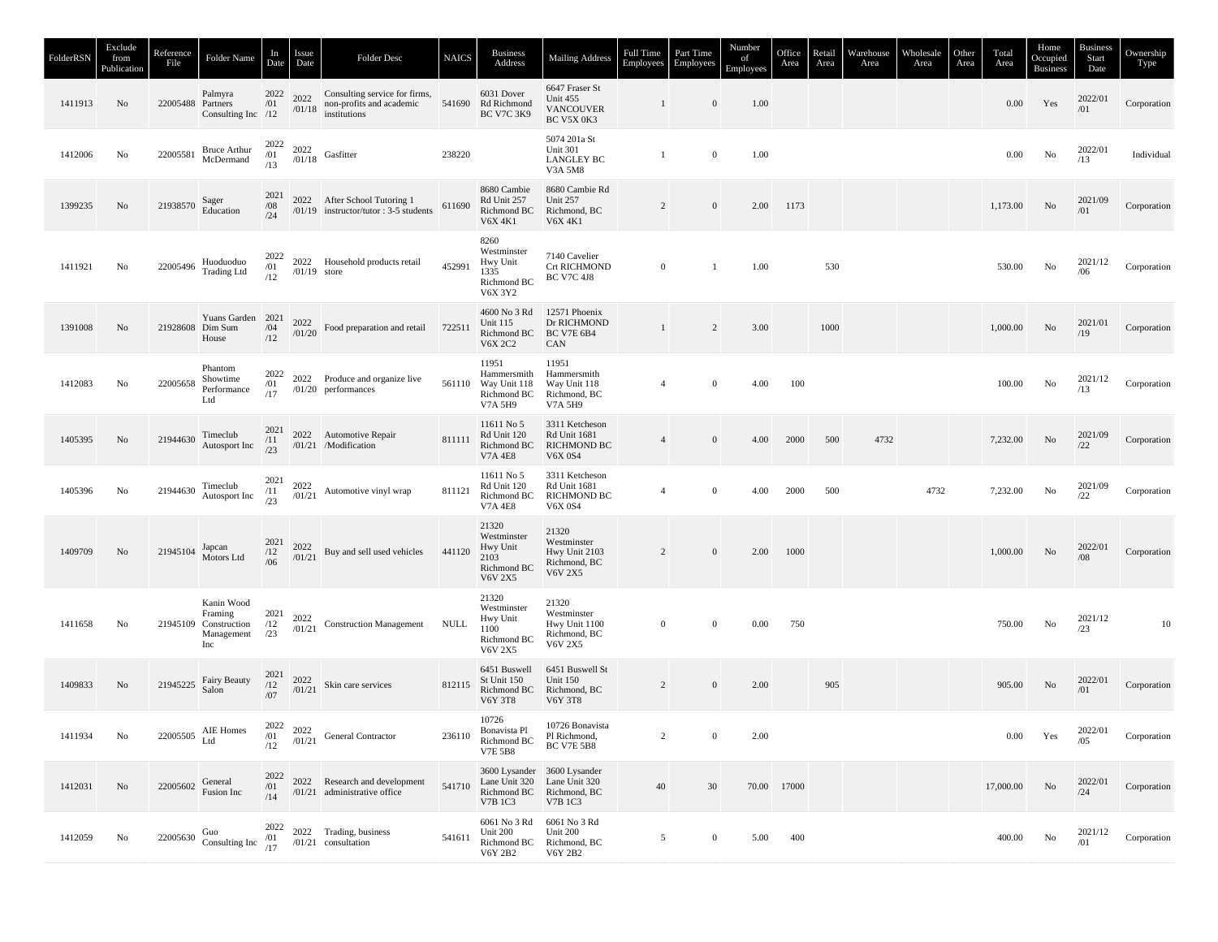| FolderRSN | Exclude from Publication | Reference File | Folder Name | In Date | Issue Date | Folder Desc | NAICS | Business Address | Mailing Address | Full Time Employees | Part Time Employees | Number of Employees | Office Area | Retail Area | Warehouse Area | Wholesale Area | Other Area | Total Area | Home Occupied Business | Business Start Date | Ownership Type |
|---|---|---|---|---|---|---|---|---|---|---|---|---|---|---|---|---|---|---|---|---|---|
| 1411913 | No | 22005488 | Palmyra Partners Consulting Inc | 2022/01/12 | 2022/01/18 | Consulting service for firms, non-profits and academic institutions | 541690 | 6031 Dover Rd Richmond BC V7C 3K9 | 6647 Fraser St Unit 455 VANCOUVER BC V5X 0K3 | 1 | 0 | 1.00 | | | | | | 0.00 | Yes | 2022/01/01 | Corporation |
| 1412006 | No | 22005581 | Bruce Arthur McDermand | 2022/01/13 | 2022/01/18 | Gasfitter | 238220 | | 5074 201a St Unit 301 LANGLEY BC V3A 5M8 | 1 | 0 | 1.00 | | | | | | 0.00 | No | 2022/01/13 | Individual |
| 1399235 | No | 21938570 | Sager Education | 2021/08/24 | 2022/01/19 | After School Tutoring 1 instructor/tutor : 3-5 students | 611690 | 8680 Cambie Rd Unit 257 Richmond BC V6X 4K1 | 8680 Cambie Rd Unit 257 Richmond, BC V6X 4K1 | 2 | 0 | 2.00 | 1173 | | | | | 1,173.00 | No | 2021/09/01 | Corporation |
| 1411921 | No | 22005496 | Huoduoduo Trading Ltd | 2022/01/12 | 2022/01/19 | Household products retail store | 452991 | 8260 Westminster Hwy Unit 1335 Richmond BC V6X 3Y2 | 7140 Cavelier Crt RICHMOND BC V7C 4J8 | 0 | 1 | 1.00 | | 530 | | | | 530.00 | No | 2021/12/06 | Corporation |
| 1391008 | No | 21928608 | Yuans Garden Dim Sum House | 2021/04/12 | 2022/01/20 | Food preparation and retail | 722511 | 4600 No 3 Rd Unit 115 Richmond BC V6X 2C2 | 12571 Phoenix Dr RICHMOND BC V7E 6B4 CAN | 1 | 2 | 3.00 | | 1000 | | | | 1,000.00 | No | 2021/01/19 | Corporation |
| 1412083 | No | 22005658 | Phantom Showtime Performance Ltd | 2022/01/17 | 2022/01/20 | Produce and organize live performances | 561110 | 11951 Hammersmith Way Unit 118 Richmond BC V7A 5H9 | 11951 Hammersmith Way Unit 118 Richmond, BC V7A 5H9 | 4 | 0 | 4.00 | 100 | | | | | 100.00 | No | 2021/12/13 | Corporation |
| 1405395 | No | 21944630 | Timeclub Autosport Inc | 2021/11/23 | 2022/01/21 | Automotive Repair /Modification | 811111 | 11611 No 5 Rd Unit 120 Richmond BC V7A 4E8 | 3311 Ketcheson Rd Unit 1681 RICHMOND BC V6X 0S4 | 4 | 0 | 4.00 | 2000 | 500 | 4732 | | | 7,232.00 | No | 2021/09/22 | Corporation |
| 1405396 | No | 21944630 | Timeclub Autosport Inc | 2021/11/23 | 2022/01/21 | Automotive vinyl wrap | 811121 | 11611 No 5 Rd Unit 120 Richmond BC V7A 4E8 | 3311 Ketcheson Rd Unit 1681 RICHMOND BC V6X 0S4 | 4 | 0 | 4.00 | 2000 | 500 | | 4732 | | 7,232.00 | No | 2021/09/22 | Corporation |
| 1409709 | No | 21945104 | Japcan Motors Ltd | 2021/12/06 | 2022/01/21 | Buy and sell used vehicles | 441120 | 21320 Westminster Hwy Unit 2103 Richmond BC V6V 2X5 | 21320 Westminster Hwy Unit 2103 Richmond, BC V6V 2X5 | 2 | 0 | 2.00 | 1000 | | | | | 1,000.00 | No | 2022/01/08 | Corporation |
| 1411658 | No | 21945109 | Kanin Wood Framing Construction Management Inc | 2021/12/23 | 2022/01/21 | Construction Management | NULL | 21320 Westminster Hwy Unit 1100 Richmond BC V6V 2X5 | 21320 Westminster Hwy Unit 1100 Richmond, BC V6V 2X5 | 0 | 0 | 0.00 | 750 | | | | | 750.00 | No | 2021/12/23 | 10 |
| 1409833 | No | 21945225 | Fairy Beauty Salon | 2021/12/07 | 2022/01/21 | Skin care services | 812115 | 6451 Buswell St Unit 150 Richmond BC V6Y 3T8 | 6451 Buswell St Unit 150 Richmond, BC V6Y 3T8 | 2 | 0 | 2.00 | | 905 | | | | 905.00 | No | 2022/01/01 | Corporation |
| 1411934 | No | 22005505 | AIE Homes Ltd | 2022/01/12 | 2022/01/21 | General Contractor | 236110 | 10726 Bonavista Pl Richmond BC V7E 5B8 | 10726 Bonavista Pl Richmond, BC V7E 5B8 | 2 | 0 | 2.00 | | | | | | 0.00 | Yes | 2022/01/05 | Corporation |
| 1412031 | No | 22005602 | General Fusion Inc | 2022/01/14 | 2022/01/21 | Research and development administrative office | 541710 | 3600 Lysander Lane Unit 320 Richmond BC V7B 1C3 | 3600 Lysander Lane Unit 320 Richmond, BC V7B 1C3 | 40 | 30 | 70.00 | 17000 | | | | | 17,000.00 | No | 2022/01/24 | Corporation |
| 1412059 | No | 22005630 | Guo Consulting Inc | 2022/01/17 | 2022/01/21 | Trading, business consultation | 541611 | 6061 No 3 Rd Unit 200 Richmond BC V6Y 2B2 | 6061 No 3 Rd Unit 200 Richmond, BC V6Y 2B2 | 5 | 0 | 5.00 | 400 | | | | | 400.00 | No | 2021/12/01 | Corporation |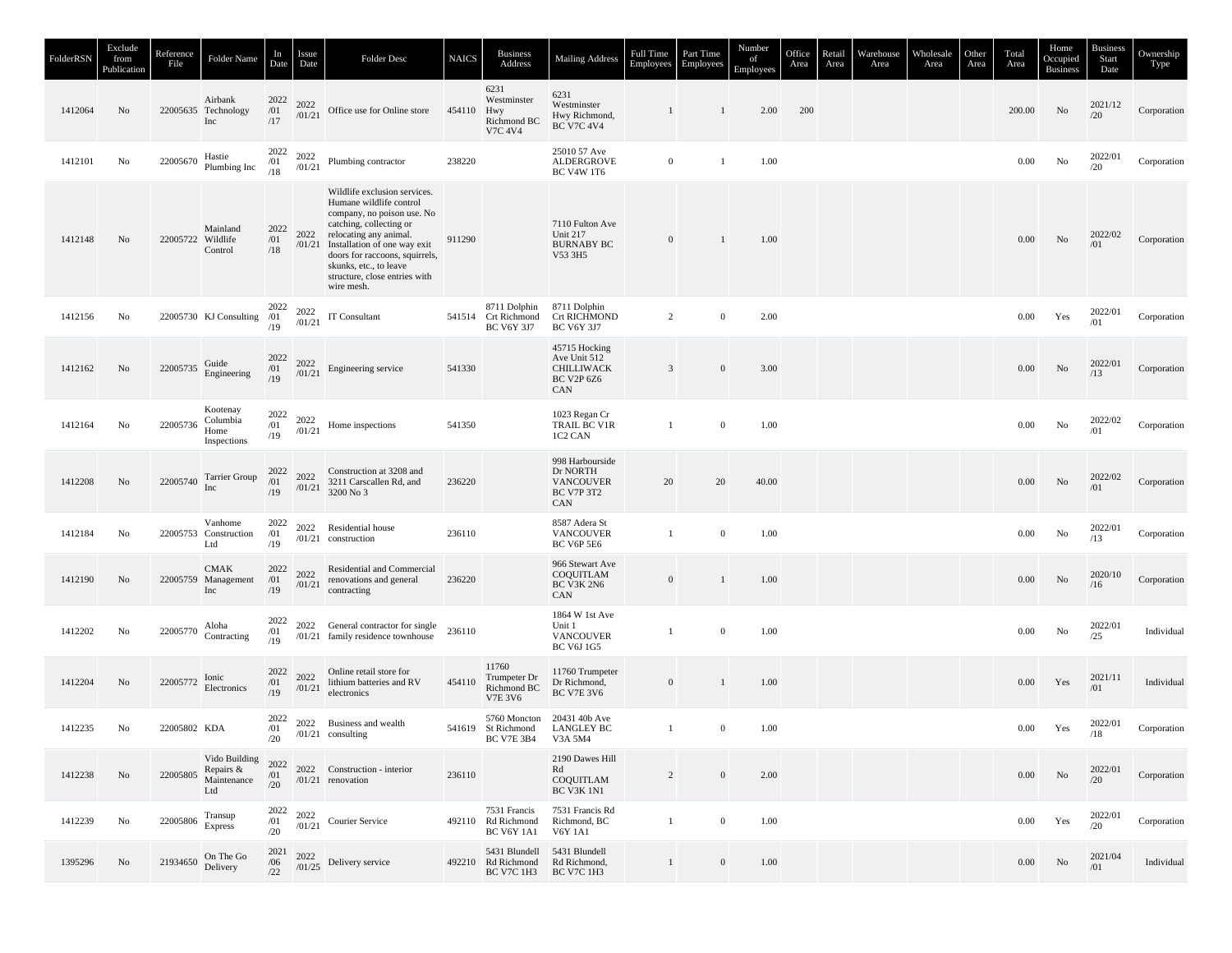| FolderRSN | Exclude from Publication | Reference File | Folder Name | In Date | Issue Date | Folder Desc | NAICS | Business Address | Mailing Address | Full Time Employees | Part Time Employees | Number of Employees | Office Area | Retail Area | Warehouse Area | Wholesale Area | Other Area | Total Area | Home Occupied Business | Business Start Date | Ownership Type |
|---|---|---|---|---|---|---|---|---|---|---|---|---|---|---|---|---|---|---|---|---|---|
| 1412064 | No | 22005635 | Airbank Technology Inc | 2022/01/17 | 2022/01/21 | Office use for Online store | 454110 | 6231 Westminster Hwy Richmond BC V7C 4V4 | 6231 Westminster Hwy Richmond, BC V7C 4V4 | 1 | 1 | 2.00 | 200 | | | | | 200.00 | No | 2021/12/20 | Corporation |
| 1412101 | No | 22005670 | Hastie Plumbing Inc | 2022/01/18 | 2022/01/21 | Plumbing contractor | 238220 | | 25010 57 Ave ALDERGROVE BC V4W 1T6 | 0 | 1 | 1.00 | | | | | | 0.00 | No | 2022/01/20 | Corporation |
| 1412148 | No | 22005722 | Mainland Wildlife Control | 2022/01/18 | 2022/01/21 | Wildlife exclusion services. Humane wildlife control company, no poison use. No catching, collecting or relocating any animal. Installation of one way exit doors for raccoons, squirrels, skunks, etc., to leave structure, close entries with wire mesh. | 911290 | | 7110 Fulton Ave Unit 217 BURNABY BC V53 3H5 | 0 | 1 | 1.00 | | | | | | 0.00 | No | 2022/02/01 | Corporation |
| 1412156 | No | 22005730 | KJ Consulting | 2022/01/19 | 2022/01/21 | IT Consultant | 541514 | 8711 Dolphin Crt Richmond BC V6Y 3J7 | 8711 Dolphin Crt RICHMOND BC V6Y 3J7 | 2 | 0 | 2.00 | | | | | | 0.00 | Yes | 2022/01/01 | Corporation |
| 1412162 | No | 22005735 | Guide Engineering | 2022/01/19 | 2022/01/21 | Engineering service | 541330 | | 45715 Hocking Ave Unit 512 CHILLIWACK BC V2P 6Z6 CAN | 3 | 0 | 3.00 | | | | | | 0.00 | No | 2022/01/13 | Corporation |
| 1412164 | No | 22005736 | Kootenay Columbia Home Inspections | 2022/01/19 | 2022/01/21 | Home inspections | 541350 | | 1023 Regan Cr TRAIL BC V1R 1C2 CAN | 1 | 0 | 1.00 | | | | | | 0.00 | No | 2022/02/01 | Corporation |
| 1412208 | No | 22005740 | Tarrier Group Inc | 2022/01/19 | 2022/01/21 | Construction at 3208 and 3211 Carscallen Rd, and 3200 No 3 | 236220 | | 998 Harbourside Dr NORTH VANCOUVER BC V7P 3T2 CAN | 20 | 20 | 40.00 | | | | | | 0.00 | No | 2022/02/01 | Corporation |
| 1412184 | No | 22005753 | Vanhome Construction Ltd | 2022/01/19 | 2022/01/21 | Residential house construction | 236110 | | 8587 Adera St VANCOUVER BC V6P 5E6 | 1 | 0 | 1.00 | | | | | | 0.00 | No | 2022/01/13 | Corporation |
| 1412190 | No | 22005759 | CMAK Management Inc | 2022/01/19 | 2022/01/21 | Residential and Commercial renovations and general contracting | 236220 | | 966 Stewart Ave COQUITLAM BC V3K 2N6 CAN | 0 | 1 | 1.00 | | | | | | 0.00 | No | 2020/10/16 | Corporation |
| 1412202 | No | 22005770 | Aloha Contracting | 2022/01/19 | 2022/01/21 | General contractor for single family residence townhouse | 236110 | | 1864 W 1st Ave Unit 1 VANCOUVER BC V6J 1G5 | 1 | 0 | 1.00 | | | | | | 0.00 | No | 2022/01/25 | Individual |
| 1412204 | No | 22005772 | Ionic Electronics | 2022/01/19 | 2022/01/21 | Online retail store for lithium batteries and RV electronics | 454110 | 11760 Trumpeter Dr Richmond BC V7E 3V6 | 11760 Trumpeter Dr Richmond, BC V7E 3V6 | 0 | 1 | 1.00 | | | | | | 0.00 | Yes | 2021/11/01 | Individual |
| 1412235 | No | 22005802 | KDA | 2022/01/20 | 2022/01/21 | Business and wealth consulting | 541619 | 5760 Moncton St Richmond BC V7E 3B4 | 20431 40b Ave LANGLEY BC V3A 5M4 | 1 | 0 | 1.00 | | | | | | 0.00 | Yes | 2022/01/18 | Corporation |
| 1412238 | No | 22005805 | Vido Building Repairs & Maintenance Ltd | 2022/01/20 | 2022/01/21 | Construction - interior renovation | 236110 | | 2190 Dawes Hill Rd COQUITLAM BC V3K 1N1 | 2 | 0 | 2.00 | | | | | | 0.00 | No | 2022/01/20 | Corporation |
| 1412239 | No | 22005806 | Transup Express | 2022/01/20 | 2022/01/21 | Courier Service | 492110 | 7531 Francis Rd Richmond BC V6Y 1A1 | 7531 Francis Rd Richmond, BC V6Y 1A1 | 1 | 0 | 1.00 | | | | | | 0.00 | Yes | 2022/01/20 | Corporation |
| 1395296 | No | 21934650 | On The Go Delivery | 2021/06/22 | 2022/01/25 | Delivery service | 492210 | 5431 Blundell Rd Richmond BC V7C 1H3 | 5431 Blundell Rd Richmond, BC V7C 1H3 | 1 | 0 | 1.00 | | | | | | 0.00 | No | 2021/04/01 | Individual |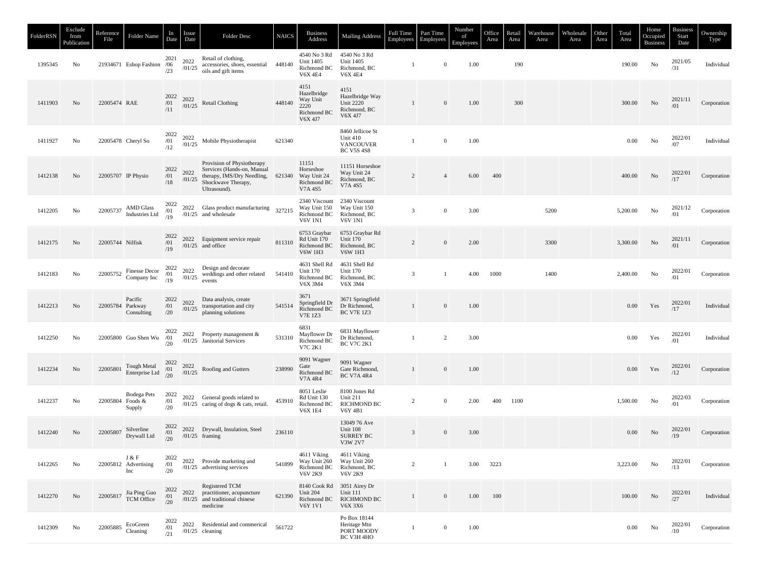| FolderRSN | Exclude from Publication | Reference File | Folder Name | In Date | Issue Date | Folder Desc | NAICS | Business Address | Mailing Address | Full Time Employees | Part Time Employees | Number of Employees | Office Area | Retail Area | Warehouse Area | Wholesale Area | Other Area | Total Area | Home Occupied Business | Business Start Date | Ownership Type |
|---|---|---|---|---|---|---|---|---|---|---|---|---|---|---|---|---|---|---|---|---|---|
| 1395345 | No | 21934671 | Eshop Fashion | 2021/06/23 | 2022/01/25 | Retail of clothing, accessories, shoes, essential oils and gift items | 448140 | 4540 No 3 Rd Unit 1405 Richmond BC V6X 4E4 | 4540 No 3 Rd Unit 1405 Richmond, BC V6X 4E4 | 1 | 0 | 1.00 | | 190 | | | | 190.00 | No | 2021/05/31 | Individual |
| 1411903 | No | 22005474 | RAE | 2022/01/11 | 2022/01/25 | Retail Clothing | 448140 | 4151 Hazelbridge Way Unit 2220 Richmond BC V6X 4J7 | 4151 Hazelbridge Way Unit 2220 Richmond, BC V6X 4J7 | 1 | 0 | 1.00 | | 300 | | | | 300.00 | No | 2021/11/01 | Corporation |
| 1411927 | No | 22005478 | Cheryl So | 2022/01/12 | 2022/01/25 | Mobile Physiotherapist | 621340 | | 8460 Jellicoe St Unit 410 VANCOUVER BC V5S 4S8 | 1 | 0 | 1.00 | | | | | | 0.00 | No | 2022/01/07 | Individual |
| 1412138 | No | 22005707 | IP Physio | 2022/01/18 | 2022/01/25 | Provision of Physiotherapy Services (Hands-on, Manual therapy, IMS/Dry Needling, Shockwave Therapy, Ultrasound). | 621340 | 11151 Horseshoe Way Unit 24 Richmond BC V7A 4S5 | 11151 Horseshoe Way Unit 24 Richmond, BC V7A 4S5 | 2 | 4 | 6.00 | 400 | | | | | 400.00 | No | 2022/01/17 | Corporation |
| 1412205 | No | 22005737 | AMD Glass Industries Ltd | 2022/01/19 | 2022/01/25 | Glass product manufacturing and wholesale | 327215 | 2340 Viscount Way Unit 150 Richmond BC V6V 1N1 | 2340 Viscount Way Unit 150 Richmond, BC V6V 1N1 | 3 | 0 | 3.00 | | | 5200 | | | 5,200.00 | No | 2021/12/01 | Corporation |
| 1412175 | No | 22005744 | Nilfisk | 2022/01/19 | 2022/01/25 | Equipment service repair and office | 811310 | 6753 Graybar Rd Unit 170 Richmond BC V6W 1H3 | 6753 Graybar Rd Unit 170 Richmond, BC V6W 1H3 | 2 | 0 | 2.00 | | | 3300 | | | 3,300.00 | No | 2021/11/01 | Corporation |
| 1412183 | No | 22005752 | Finesse Decor Company Inc | 2022/01/19 | 2022/01/25 | Design and decorate weddings and other related events | 541410 | 4631 Shell Rd Unit 170 Richmond BC V6X 3M4 | 4631 Shell Rd Unit 170 Richmond, BC V6X 3M4 | 3 | 1 | 4.00 | 1000 | | 1400 | | | 2,400.00 | No | 2022/01/01 | Corporation |
| 1412213 | No | 22005784 | Pacific Parkway Consulting | 2022/01/20 | 2022/01/25 | Data analysis, create transportation and city planning solutions | 541514 | 3671 Springfield Dr Richmond BC V7E 1Z3 | 3671 Springfield Dr Richmond, BC V7E 1Z3 | 1 | 0 | 1.00 | | | | | | 0.00 | Yes | 2022/01/17 | Individual |
| 1412250 | No | 22005800 | Guo Shen Wu | 2022/01/20 | 2022/01/25 | Property management & Janitorial Services | 531310 | 6831 Mayflower Dr Richmond BC V7C 2K1 | 6831 Mayflower Dr Richmond, BC V7C 2K1 | 1 | 2 | 3.00 | | | | | | 0.00 | Yes | 2022/01/01 | Individual |
| 1412234 | No | 22005801 | Tough Metal Enterprise Ltd | 2022/01/20 | 2022/01/25 | Roofing and Gutters | 238990 | 9091 Wagner Gate Richmond BC V7A 4R4 | 9091 Wagner Gate Richmond, BC V7A 4R4 | 1 | 0 | 1.00 | | | | | | 0.00 | Yes | 2022/01/12 | Corporation |
| 1412237 | No | 22005804 | Bodega Pets Foods & Supply | 2022/01/20 | 2022/01/25 | General goods related to caring of dogs & cats, retail. | 453910 | 8051 Leslie Rd Unit 130 Richmond BC V6X 1E4 | 8100 Jones Rd Unit 211 RICHMOND BC V6Y 4B1 | 2 | 0 | 2.00 | 400 | 1100 | | | | 1,500.00 | No | 2022/03/01 | Corporation |
| 1412240 | No | 22005807 | Silverline Drywall Ltd | 2022/01/20 | 2022/01/25 | Drywall, Insulation, Steel framing | 236110 | | 13049 76 Ave Unit 108 SURREY BC V3W 2V7 | 3 | 0 | 3.00 | | | | | | 0.00 | No | 2022/01/19 | Corporation |
| 1412265 | No | 22005812 | J & F Advertising Inc | 2022/01/20 | 2022/01/25 | Provide marketing and advertising services | 541899 | 4611 Viking Way Unit 260 Richmond BC V6V 2K9 | 4611 Viking Way Unit 260 Richmond, BC V6V 2K9 | 2 | 1 | 3.00 | 3223 | | | | | 3,223.00 | No | 2022/01/13 | Corporation |
| 1412270 | No | 22005817 | Jia Ping Guo TCM Office | 2022/01/20 | 2022/01/25 | Registered TCM practitioner, acupuncture and traditional chinese medicine | 621390 | 8140 Cook Rd Unit 204 Richmond BC V6Y 1V1 | 3051 Airey Dr Unit 111 RICHMOND BC V6X 3X6 | 1 | 0 | 1.00 | 100 | | | | | 100.00 | No | 2022/01/27 | Individual |
| 1412309 | No | 22005885 | EcoGreen Cleaning | 2022/01/21 | 2022/01/25 | Residential and commerical cleaning | 561722 | | Po Box 18144 Heritage Mtn PORT MOODY BC V3H 4HO | 1 | 0 | 1.00 | | | | | | 0.00 | No | 2022/01/10 | Corporation |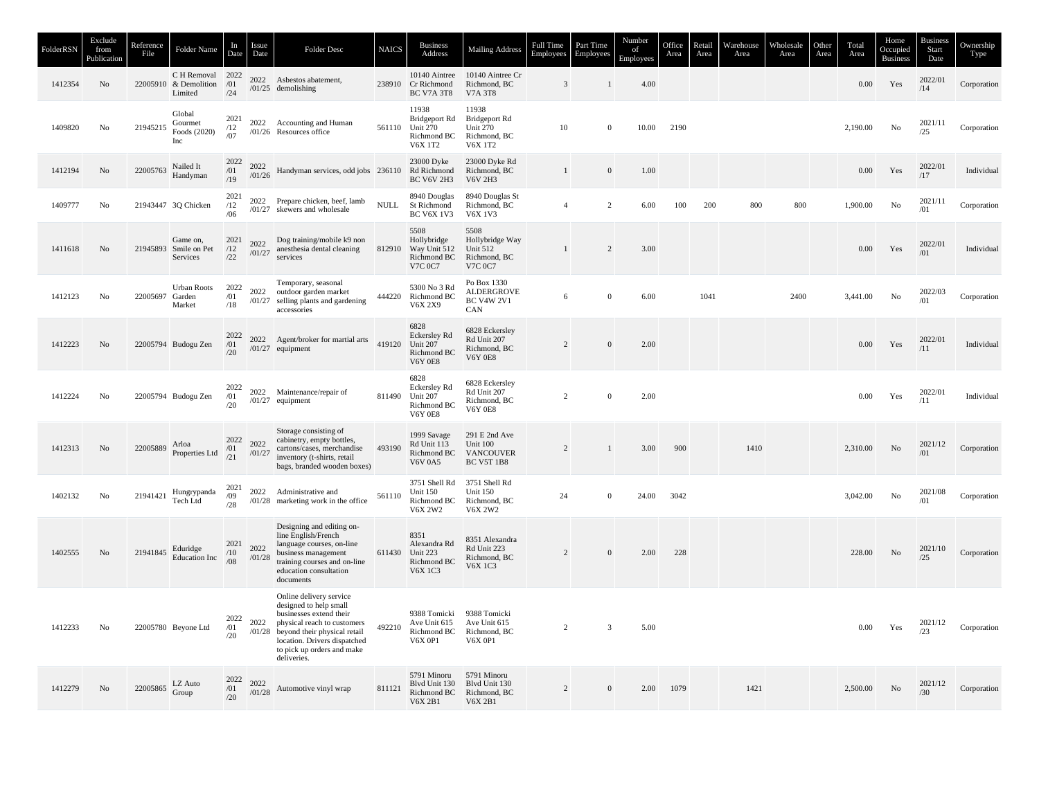| FolderRSN | Exclude from Publication | Reference File | Folder Name | In Date | Issue Date | Folder Desc | NAICS | Business Address | Mailing Address | Full Time Employees | Part Time Employees | Number of Employees | Office Area | Retail Area | Warehouse Area | Wholesale Area | Other Area | Total Area | Home Occupied Business | Business Start Date | Ownership Type |
|---|---|---|---|---|---|---|---|---|---|---|---|---|---|---|---|---|---|---|---|---|---|
| 1412354 | No | 22005910 | C H Removal & Demolition Limited | 2022/01/24 | 2022/01/25 | Asbestos abatement, demolishing | 238910 | 10140 Aintree Cr Richmond BC V7A 3T8 | 10140 Aintree Cr Richmond, BC V7A 3T8 | 3 | 1 | 4.00 | | | | | | 0.00 | Yes | 2022/01/14 | Corporation |
| 1409820 | No | 21945215 | Global Gourmet Foods (2020) Inc | 2021/12/07 | 2022/01/26 | Accounting and Human Resources office | 561110 | 11938 Bridgeport Rd Unit 270 Richmond BC V6X 1T2 | 11938 Bridgeport Rd Unit 270 Richmond, BC V6X 1T2 | 10 | 0 | 10.00 | 2190 | | | | | 2,190.00 | No | 2021/11/25 | Corporation |
| 1412194 | No | 22005763 | Nailed It Handyman | 2022/01/19 | 2022/01/26 | Handyman services, odd jobs | 236110 | 23000 Dyke Rd Richmond BC V6V 2H3 | 23000 Dyke Rd Richmond, BC V6V 2H3 | 1 | 0 | 1.00 | | | | | | 0.00 | Yes | 2022/01/17 | Individual |
| 1409777 | No | 21943447 | 3Q Chicken | 2021/12/06 | 2022/01/27 | Prepare chicken, beef, lamb skewers and wholesale | NULL | 8940 Douglas St Richmond BC V6X 1V3 | 8940 Douglas St Richmond, BC V6X 1V3 | 4 | 2 | 6.00 | 100 | 200 | 800 | 800 | | 1,900.00 | No | 2021/11/01 | Corporation |
| 1411618 | No | 21945893 | Game on, Smile on Pet Services | 2021/12/22 | 2022/01/27 | Dog training/mobile k9 non anesthesia dental cleaning services | 812910 | 5508 Hollybridge Way Unit 512 Richmond BC V7C 0C7 | 5508 Hollybridge Way Unit 512 Richmond, BC V7C 0C7 | 1 | 2 | 3.00 | | | | | | 0.00 | Yes | 2022/01/01 | Individual |
| 1412123 | No | 22005697 | Urban Roots Garden Market | 2022/01/18 | 2022/01/27 | Temporary, seasonal outdoor garden market selling plants and gardening accessories | 444220 | 5300 No 3 Rd Richmond BC V6X 2X9 | Po Box 1330 ALDERGROVE BC V4W 2V1 CAN | 6 | 0 | 6.00 | | 1041 | | 2400 | | 3,441.00 | No | 2022/03/01 | Corporation |
| 1412223 | No | 22005794 | Budogu Zen | 2022/01/20 | 2022/01/27 | Agent/broker for martial arts equipment | 419120 | 6828 Eckersley Rd Unit 207 Richmond BC V6Y 0E8 | 6828 Eckersley Rd Unit 207 Richmond, BC V6Y 0E8 | 2 | 0 | 2.00 | | | | | | 0.00 | Yes | 2022/01/11 | Individual |
| 1412224 | No | 22005794 | Budogu Zen | 2022/01/20 | 2022/01/27 | Maintenance/repair of equipment | 811490 | 6828 Eckersley Rd Unit 207 Richmond BC V6Y 0E8 | 6828 Eckersley Rd Unit 207 Richmond, BC V6Y 0E8 | 2 | 0 | 2.00 | | | | | | 0.00 | Yes | 2022/01/11 | Individual |
| 1412313 | No | 22005889 | Arloa Properties Ltd | 2022/01/21 | 2022/01/27 | Storage consisting of cabinetry, empty bottles, cartons/cases, merchandise inventory (t-shirts, retail bags, branded wooden boxes) | 493190 | 1999 Savage Rd Unit 113 Richmond BC V6V 0A5 | 291 E 2nd Ave Unit 100 VANCOUVER BC V5T 1B8 | 2 | 1 | 3.00 | 900 | | 1410 | | | 2,310.00 | No | 2021/12/01 | Corporation |
| 1402132 | No | 21941421 | Hungrypanda Tech Ltd | 2021/09/28 | 2022/01/28 | Administrative and marketing work in the office | 561110 | 3751 Shell Rd Unit 150 Richmond BC V6X 2W2 | 3751 Shell Rd Unit 150 Richmond, BC V6X 2W2 | 24 | 0 | 24.00 | 3042 | | | | | 3,042.00 | No | 2021/08/01 | Corporation |
| 1402555 | No | 21941845 | Eduridge Education Inc | 2021/10/08 | 2022/01/28 | Designing and editing on-line English/French language courses, on-line business management training courses and on-line education consultation documents | 611430 | 8351 Alexandra Rd Unit 223 Richmond BC V6X 1C3 | 8351 Alexandra Rd Unit 223 Richmond, BC V6X 1C3 | 2 | 0 | 2.00 | 228 | | | | | 228.00 | No | 2021/10/25 | Corporation |
| 1412233 | No | 22005780 | Beyone Ltd | 2022/01/20 | 2022/01/28 | Online delivery service designed to help small businesses extend their physical reach to customers beyond their physical retail location. Drivers dispatched to pick up orders and make deliveries. | 492210 | 9388 Tomicki Ave Unit 615 Richmond BC V6X 0P1 | 9388 Tomicki Ave Unit 615 Richmond, BC V6X 0P1 | 2 | 3 | 5.00 | | | | | | 0.00 | Yes | 2021/12/23 | Corporation |
| 1412279 | No | 22005865 | LZ Auto Group | 2022/01/20 | 2022/01/28 | Automotive vinyl wrap | 811121 | 5791 Minoru Blvd Unit 130 Richmond BC V6X 2B1 | 5791 Minoru Blvd Unit 130 Richmond, BC V6X 2B1 | 2 | 0 | 2.00 | 1079 | | 1421 | | | 2,500.00 | No | 2021/12/30 | Corporation |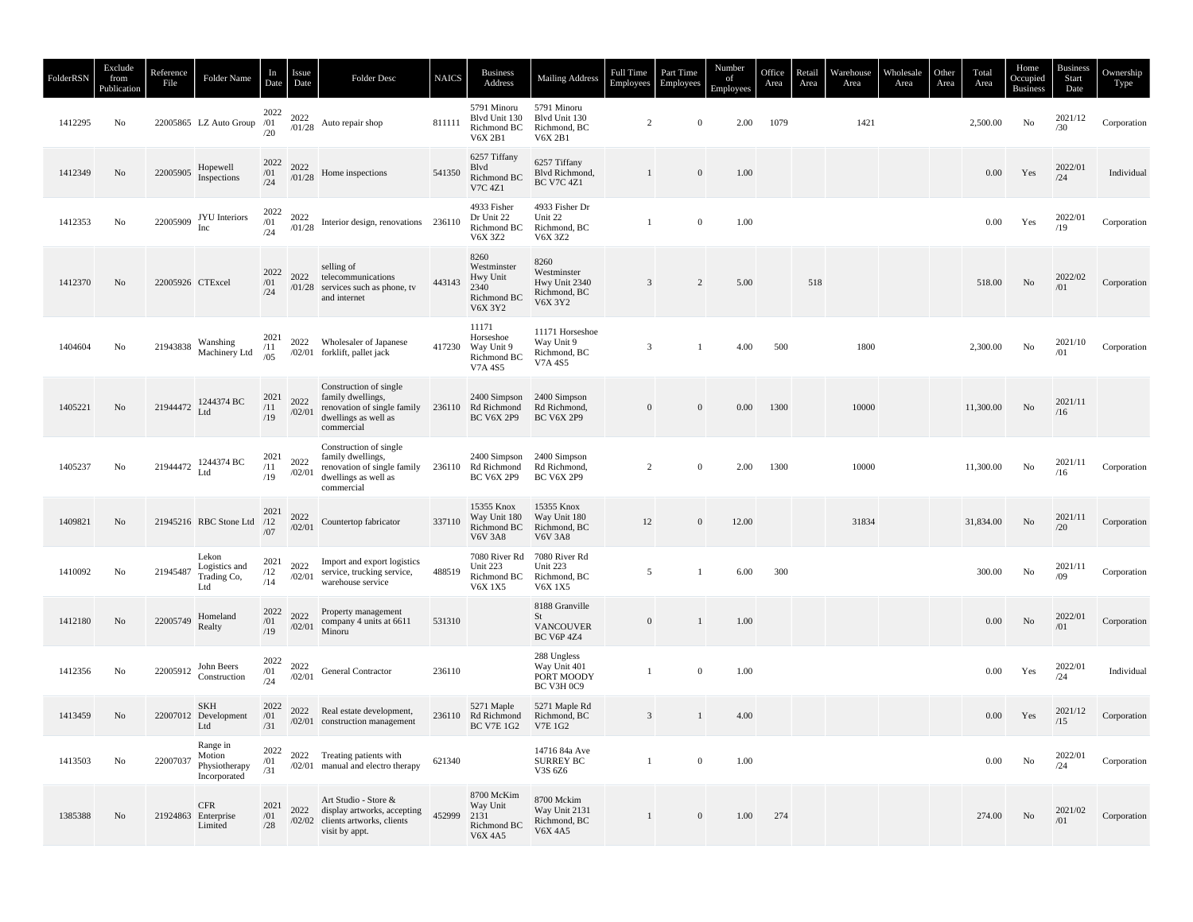| FolderRSN | Exclude from Publication | Reference File | Folder Name | In Date | Issue Date | Folder Desc | NAICS | Business Address | Mailing Address | Full Time Employees | Part Time Employees | Number of Employees | Office Area | Retail Area | Warehouse Area | Wholesale Area | Other Area | Total Area | Home Occupied Business | Business Start Date | Ownership Type |
|---|---|---|---|---|---|---|---|---|---|---|---|---|---|---|---|---|---|---|---|---|---|
| 1412295 | No | 22005865 | LZ Auto Group | 2022/01/20 | 2022/01/28 | Auto repair shop | 811111 | 5791 Minoru Blvd Unit 130 Richmond BC V6X 2B1 | 5791 Minoru Blvd Unit 130 Richmond, BC V6X 2B1 | 2 | 0 | 2.00 | 1079 | | 1421 | | | 2,500.00 | No | 2021/12/30 | Corporation |
| 1412349 | No | 22005905 | Hopewell Inspections | 2022/01/24 | 2022/01/28 | Home inspections | 541350 | 6257 Tiffany Blvd Richmond BC V7C 4Z1 | 6257 Tiffany Blvd Richmond, BC V7C 4Z1 | 1 | 0 | 1.00 | | | | | | 0.00 | Yes | 2022/01/24 | Individual |
| 1412353 | No | 22005909 | JYU Interiors Inc | 2022/01/24 | 2022/01/28 | Interior design, renovations | 236110 | 4933 Fisher Dr Unit 22 Richmond BC V6X 3Z2 | 4933 Fisher Dr Unit 22 Richmond, BC V6X 3Z2 | 1 | 0 | 1.00 | | | | | | 0.00 | Yes | 2022/01/19 | Corporation |
| 1412370 | No | 22005926 | CTExcel | 2022/01/24 | 2022/01/28 | selling of telecommunications services such as phone, tv and internet | 443143 | 8260 Westminster Hwy Unit 2340 Richmond BC V6X 3Y2 | 8260 Westminster Hwy Unit 2340 Richmond, BC V6X 3Y2 | 3 | 2 | 5.00 | | 518 | | | | 518.00 | No | 2022/02/01 | Corporation |
| 1404604 | No | 21943838 | Wanshing Machinery Ltd | 2021/11/05 | 2022/02/01 | Wholesaler of Japanese forklift, pallet jack | 417230 | 11171 Horseshoe Way Unit 9 Richmond BC V7A 4S5 | 11171 Horseshoe Way Unit 9 Richmond, BC V7A 4S5 | 3 | 1 | 4.00 | 500 | | 1800 | | | 2,300.00 | No | 2021/10/01 | Corporation |
| 1405221 | No | 21944472 | 1244374 BC Ltd | 2021/11/19 | 2022/02/01 | Construction of single family dwellings, renovation of single family dwellings as well as commercial | 236110 | 2400 Simpson Rd Richmond BC V6X 2P9 | 2400 Simpson Rd Richmond, BC V6X 2P9 | 0 | 0 | 0.00 | 1300 | | 10000 | | | 11,300.00 | No | 2021/11/16 | |
| 1405237 | No | 21944472 | 1244374 BC Ltd | 2021/11/19 | 2022/02/01 | Construction of single family dwellings, renovation of single family dwellings as well as commercial | 236110 | 2400 Simpson Rd Richmond BC V6X 2P9 | 2400 Simpson Rd Richmond, BC V6X 2P9 | 2 | 0 | 2.00 | 1300 | | 10000 | | | 11,300.00 | No | 2021/11/16 | Corporation |
| 1409821 | No | 21945216 | RBC Stone Ltd | 2021/12/07 | 2022/02/01 | Countertop fabricator | 337110 | 15355 Knox Way Unit 180 Richmond BC V6V 3A8 | 15355 Knox Way Unit 180 Richmond, BC V6V 3A8 | 12 | 0 | 12.00 | | | 31834 | | | 31,834.00 | No | 2021/11/20 | Corporation |
| 1410092 | No | 21945487 | Lekon Logistics and Trading Co, Ltd | 2021/12/14 | 2022/02/01 | Import and export logistics service, trucking service, warehouse service | 488519 | 7080 River Rd Unit 223 Richmond BC V6X 1X5 | 7080 River Rd Unit 223 Richmond, BC V6X 1X5 | 5 | 1 | 6.00 | 300 | | | | | 300.00 | No | 2021/11/09 | Corporation |
| 1412180 | No | 22005749 | Homeland Realty | 2022/01/19 | 2022/02/01 | Property management company 4 units at 6611 Minoru | 531310 | | 8188 Granville St VANCOUVER BC V6P 4Z4 | 0 | 1 | 1.00 | | | | | | 0.00 | No | 2022/01/01 | Corporation |
| 1412356 | No | 22005912 | John Beers Construction | 2022/01/24 | 2022/02/01 | General Contractor | 236110 | | 288 Ungless Way Unit 401 PORT MOODY BC V3H 0C9 | 1 | 0 | 1.00 | | | | | | 0.00 | Yes | 2022/01/24 | Individual |
| 1413459 | No | 22007012 | SKH Development Ltd | 2022/01/31 | 2022/02/01 | Real estate development, construction management | 236110 | 5271 Maple Rd Richmond BC V7E 1G2 | 5271 Maple Rd Richmond, BC V7E 1G2 | 3 | 1 | 4.00 | | | | | | 0.00 | Yes | 2021/12/15 | Corporation |
| 1413503 | No | 22007037 | Range in Motion Physiotherapy Incorporated | 2022/01/31 | 2022/02/01 | Treating patients with manual and electro therapy | 621340 | | 14716 84a Ave SURREY BC V3S 6Z6 | 1 | 0 | 1.00 | | | | | | 0.00 | No | 2022/01/24 | Corporation |
| 1385388 | No | 21924863 | CFR Enterprise Limited | 2021/01/28 | 2022/02/02 | Art Studio - Store & display artworks, accepting clients artworks, clients visit by appt. | 452999 | 8700 McKim Way Unit 2131 Richmond BC V6X 4A5 | 8700 Mckim Way Unit 2131 Richmond, BC V6X 4A5 | 1 | 0 | 1.00 | 274 | | | | | 274.00 | No | 2021/02/01 | Corporation |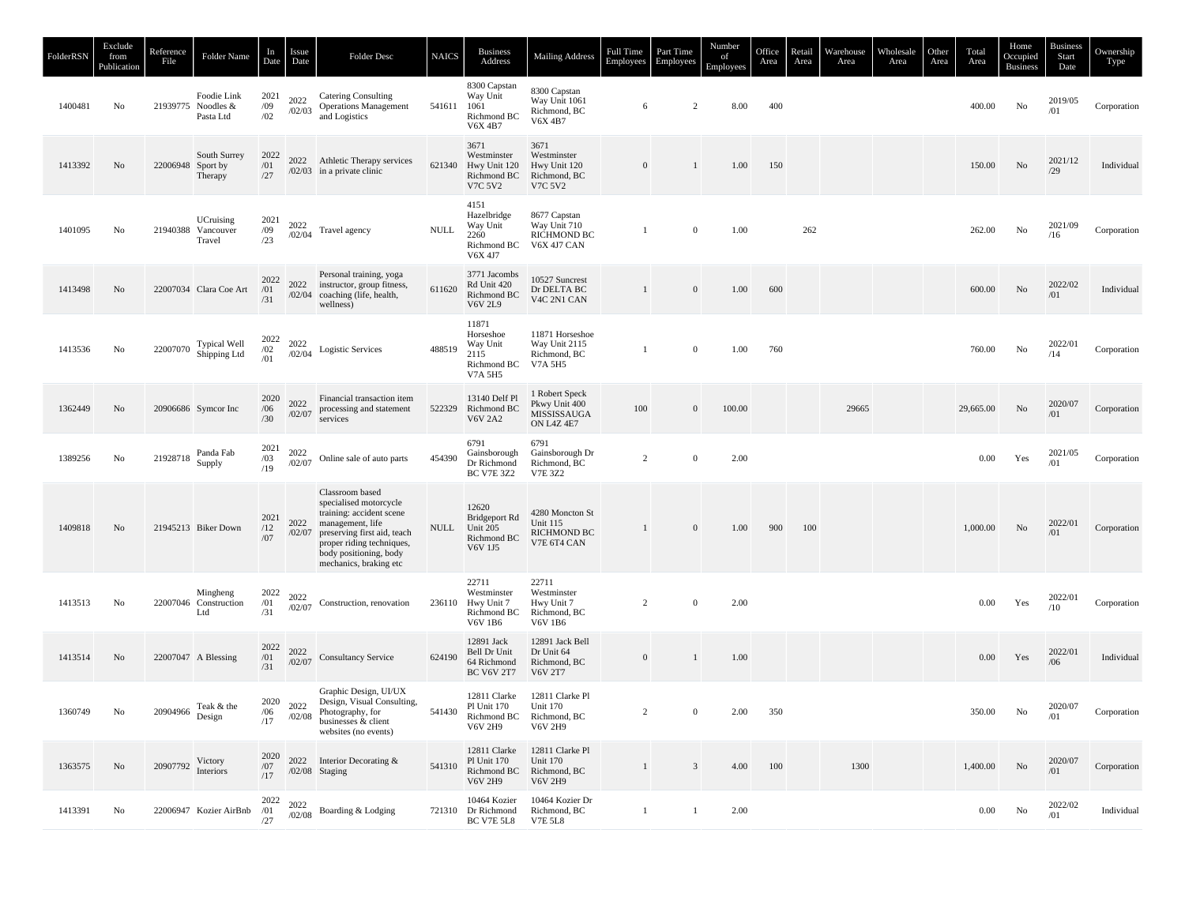| FolderRSN | Exclude from Publication | Reference File | Folder Name | In Date | Issue Date | Folder Desc | NAICS | Business Address | Mailing Address | Full Time Employees | Part Time Employees | Number of Employees | Office Area | Retail Area | Warehouse Area | Wholesale Area | Other Area | Total Area | Home Occupied Business | Business Start Date | Ownership Type |
|---|---|---|---|---|---|---|---|---|---|---|---|---|---|---|---|---|---|---|---|---|---|
| 1400481 | No | 21939775 | Foodie Link Noodles & Pasta Ltd | 2021/09/02 | 2022/02/03 | Catering Consulting Operations Management and Logistics | 541611 | 8300 Capstan Way Unit 1061 Richmond BC V6X 4B7 | 8300 Capstan Way Unit 1061 Richmond, BC V6X 4B7 | 6 | 2 | 8.00 | 400 | | | | | 400.00 | No | 2019/05/01 | Corporation |
| 1413392 | No | 22006948 | South Surrey Sport by Therapy | 2022/01/27 | 2022/02/03 | Athletic Therapy services in a private clinic | 621340 | 3671 Westminster Hwy Unit 120 Richmond BC V7C 5V2 | 3671 Westminster Hwy Unit 120 Richmond, BC V7C 5V2 | 0 | 1 | 1.00 | 150 | | | | | 150.00 | No | 2021/12/29 | Individual |
| 1401095 | No | 21940388 | UCruising Vancouver Travel | 2021/09/23 | 2022/02/04 | Travel agency | NULL | 4151 Hazelbridge Way Unit 2260 Richmond BC V6X 4J7 | 8677 Capstan Way Unit 710 RICHMOND BC V6X 4J7 CAN | 1 | 0 | 1.00 | | 262 | | | | 262.00 | No | 2021/09/16 | Corporation |
| 1413498 | No | 22007034 | Clara Coe Art | 2022/01/31 | 2022/02/04 | Personal training, yoga instructor, group fitness, coaching (life, health, wellness) | 611620 | 3771 Jacombs Rd Unit 420 Richmond BC V6V 2L9 | 10527 Suncrest Dr DELTA BC V4C 2N1 CAN | 1 | 0 | 1.00 | 600 | | | | | 600.00 | No | 2022/02/01 | Individual |
| 1413536 | No | 22007070 | Typical Well Shipping Ltd | 2022/02/01 | 2022/02/04 | Logistic Services | 488519 | 11871 Horseshoe Way Unit 2115 Richmond BC V7A 5H5 | 11871 Horseshoe Way Unit 2115 Richmond, BC V7A 5H5 | 1 | 0 | 1.00 | 760 | | | | | 760.00 | No | 2022/01/14 | Corporation |
| 1362449 | No | 20906686 | Symcor Inc | 2020/06/30 | 2022/02/07 | Financial transaction item processing and statement services | 522329 | 13140 Delf Pl Richmond BC V6V 2A2 | 1 Robert Speck Pkwy Unit 400 MISSISSAUGA ON L4Z 4E7 | 100 | 0 | 100.00 | | | 29665 | | | 29,665.00 | No | 2020/07/01 | Corporation |
| 1389256 | No | 21928718 | Panda Fab Supply | 2021/03/19 | 2022/02/07 | Online sale of auto parts | 454390 | 6791 Gainsborough Dr Richmond BC V7E 3Z2 | 6791 Gainsborough Dr Richmond, BC V7E 3Z2 | 2 | 0 | 2.00 | | | | | | 0.00 | Yes | 2021/05/01 | Corporation |
| 1409818 | No | 21945213 | Biker Down | 2021/12/07 | 2022/02/07 | Classroom based specialised motorcycle training: accident scene management, life preserving first aid, teach proper riding techniques, body positioning, body mechanics, braking etc | NULL | 12620 Bridgeport Rd Unit 205 Richmond BC V6V 1J5 | 4280 Moncton St Unit 115 RICHMOND BC V7E 6T4 CAN | 1 | 0 | 1.00 | 900 | 100 | | | | 1,000.00 | No | 2022/01/01 | Corporation |
| 1413513 | No | 22007046 | Mingheng Construction Ltd | 2022/01/31 | 2022/02/07 | Construction, renovation | 236110 | 22711 Westminster Hwy Unit 7 Richmond BC V6V 1B6 | 22711 Westminster Hwy Unit 7 Richmond, BC V6V 1B6 | 2 | 0 | 2.00 | | | | | | 0.00 | Yes | 2022/01/10 | Corporation |
| 1413514 | No | 22007047 | A Blessing | 2022/01/31 | 2022/02/07 | Consultancy Service | 624190 | 12891 Jack Bell Dr Unit 64 Richmond BC V6V 2T7 | 12891 Jack Bell Dr Unit 64 Richmond, BC V6V 2T7 | 0 | 1 | 1.00 | | | | | | 0.00 | Yes | 2022/01/06 | Individual |
| 1360749 | No | 20904966 | Teak & the Design | 2020/06/17 | 2022/02/08 | Graphic Design, UI/UX Design, Visual Consulting, Photography, for businesses & client websites (no events) | 541430 | 12811 Clarke Pl Unit 170 Richmond BC V6V 2H9 | 12811 Clarke Pl Unit 170 Richmond, BC V6V 2H9 | 2 | 0 | 2.00 | 350 | | | | | 350.00 | No | 2020/07/01 | Corporation |
| 1363575 | No | 20907792 | Victory Interiors | 2020/07/17 | 2022/02/08 | Interior Decorating & Staging | 541310 | 12811 Clarke Pl Unit 170 Richmond BC V6V 2H9 | 12811 Clarke Pl Unit 170 Richmond, BC V6V 2H9 | 1 | 3 | 4.00 | 100 | | 1300 | | | 1,400.00 | No | 2020/07/01 | Corporation |
| 1413391 | No | 22006947 | Kozier AirBnb | 2022/01/27 | 2022/02/08 | Boarding & Lodging | 721310 | 10464 Kozier Dr Richmond BC V7E 5L8 | 10464 Kozier Dr Richmond, BC V7E 5L8 | 1 | 1 | 2.00 | | | | | | 0.00 | No | 2022/02/01 | Individual |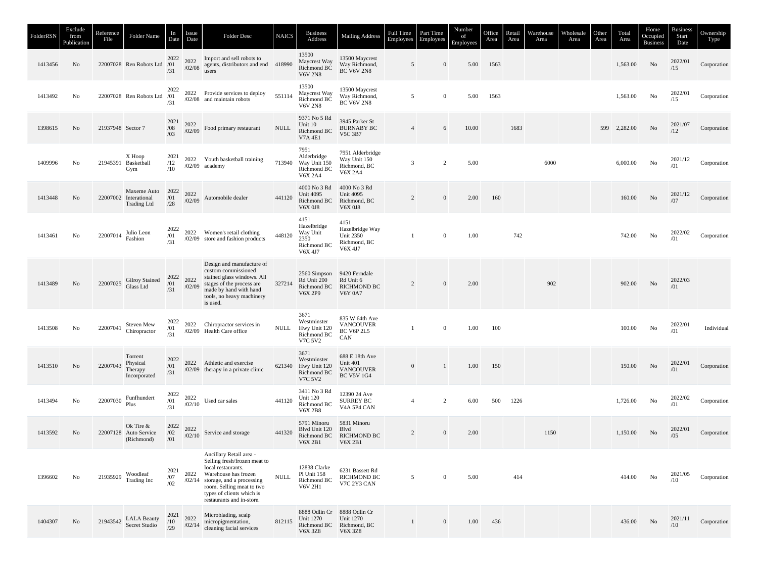| FolderRSN | Exclude from Publication | Reference File | Folder Name | In Date | Issue Date | Folder Desc | NAICS | Business Address | Mailing Address | Full Time Employees | Part Time Employees | Number of Employees | Office Area | Retail Area | Warehouse Area | Wholesale Area | Other Area | Total Area | Home Occupied Business | Business Start Date | Ownership Type |
|---|---|---|---|---|---|---|---|---|---|---|---|---|---|---|---|---|---|---|---|---|---|
| 1413456 | No | 22007028 | Ren Robots Ltd | 2022/01/31 | 2022/02/08 | Import and sell robots to agents, distributors and end users | 418990 | 13500 Maycrest Way Richmond BC V6V 2N8 | 13500 Maycrest Way Richmond, BC V6V 2N8 | 5 | 0 | 5.00 | 1563 | | | | | 1,563.00 | No | 2022/01/15 | Corporation |
| 1413492 | No | 22007028 | Ren Robots Ltd | 2022/01/31 | 2022/02/08 | Provide services to deploy and maintain robots | 551114 | 13500 Maycrest Way Richmond BC V6V 2N8 | 13500 Maycrest Way Richmond, BC V6V 2N8 | 5 | 0 | 5.00 | 1563 | | | | | 1,563.00 | No | 2022/01/15 | Corporation |
| 1398615 | No | 21937948 | Sector 7 | 2021/08/03 | 2022/02/09 | Food primary restaurant | NULL | 9371 No 5 Rd Unit 10 Richmond BC V7A 4E1 | 3945 Parker St BURNABY BC V5C 3B7 | 4 | 6 | 10.00 | | 1683 | | | 599 | 2,282.00 | No | 2021/07/12 | Corporation |
| 1409996 | No | 21945391 | X Hoop Basketball Gym | 2021/12/10 | 2022/02/09 | Youth basketball training academy | 713940 | 7951 Alderbridge Way Unit 150 Richmond BC V6X 2A4 | 7951 Alderbridge Way Unit 150 Richmond, BC V6X 2A4 | 3 | 2 | 5.00 | | | 6000 | | | 6,000.00 | No | 2021/12/01 | Corporation |
| 1413448 | No | 22007002 | Maxeme Auto Interational Trading Ltd | 2022/01/28 | 2022/02/09 | Automobile dealer | 441120 | 4000 No 3 Rd Unit 4095 Richmond BC V6X 0J8 | 4000 No 3 Rd Unit 4095 Richmond, BC V6X 0J8 | 2 | 0 | 2.00 | 160 | | | | | 160.00 | No | 2021/12/07 | Corporation |
| 1413461 | No | 22007014 | Julio Leon Fashion | 2022/01/31 | 2022/02/09 | Women's retail clothing store and fashion products | 448120 | 4151 Hazelbridge Way Unit 2350 Richmond BC V6X 4J7 | 4151 Hazelbridge Way Unit 2350 Richmond, BC V6X 4J7 | 1 | 0 | 1.00 | | 742 | | | | 742.00 | No | 2022/02/01 | Corporation |
| 1413489 | No | 22007025 | Gilroy Stained Glass Ltd | 2022/01/31 | 2022/02/09 | Design and manufacture of custom commissioned stained glass windows. All stages of the process are made by hand with hand tools, no heavy machinery is used. | 327214 | 2560 Simpson Rd Unit 200 Richmond BC V6X 2P9 | 9420 Ferndale Rd Unit 6 RICHMOND BC V6Y 0A7 | 2 | 0 | 2.00 | | | 902 | | | 902.00 | No | 2022/03/01 | |
| 1413508 | No | 22007041 | Steven Mew Chiropractor | 2022/01/31 | 2022/02/09 | Chiropractor services in Health Care office | NULL | 3671 Westminster Hwy Unit 120 Richmond BC V7C 5V2 | 835 W 64th Ave VANCOUVER BC V6P 2L5 CAN | 1 | 0 | 1.00 | 100 | | | | | 100.00 | No | 2022/01/01 | Individual |
| 1413510 | No | 22007043 | Torrent Physical Therapy Incorporated | 2022/01/31 | 2022/02/09 | Athletic and exercise therapy in a private clinic | 621340 | 3671 Westminster Hwy Unit 120 Richmond BC V7C 5V2 | 688 E 18th Ave Unit 401 VANCOUVER BC V5V 1G4 | 0 | 1 | 1.00 | 150 | | | | | 150.00 | No | 2022/01/01 | Corporation |
| 1413494 | No | 22007030 | Funfhundert Plus | 2022/01/31 | 2022/02/10 | Used car sales | 441120 | 3411 No 3 Rd Unit 120 Richmond BC V6X 2B8 | 12390 24 Ave SURREY BC V4A 5P4 CAN | 4 | 2 | 6.00 | 500 | 1226 | | | | 1,726.00 | No | 2022/02/01 | Corporation |
| 1413592 | No | 22007128 | Ok Tire & Auto Service (Richmond) | 2022/02/01 | 2022/02/10 | Service and storage | 441320 | 5791 Minoru Blvd Unit 120 Richmond BC V6X 2B1 | 5831 Minoru Blvd RICHMOND BC V6X 2B1 | 2 | 0 | 2.00 | | | 1150 | | | 1,150.00 | No | 2022/01/05 | Corporation |
| 1396602 | No | 21935929 | Woodleaf Trading Inc | 2021/07/02 | 2022/02/14 | Ancillary Retail area - Selling fresh/frozen meat to local restaurants. Warehouse has frozen storage, and a processing room. Selling meat to two types of clients which is restaurants and in-store. | NULL | 12838 Clarke Pl Unit 158 Richmond BC V6V 2H1 | 6231 Bassett Rd RICHMOND BC V7C 2Y3 CAN | 5 | 0 | 5.00 | | 414 | | | | 414.00 | No | 2021/05/10 | Corporation |
| 1404307 | No | 21943542 | LALA Beauty Secret Studio | 2021/10/29 | 2022/02/14 | Microblading, scalp micropigmentation, cleaning facial services | 812115 | 8888 Odlin Cr Unit 1270 Richmond BC V6X 3Z8 | 8888 Odlin Cr Unit 1270 Richmond, BC V6X 3Z8 | 1 | 0 | 1.00 | 436 | | | | | 436.00 | No | 2021/11/10 | Corporation |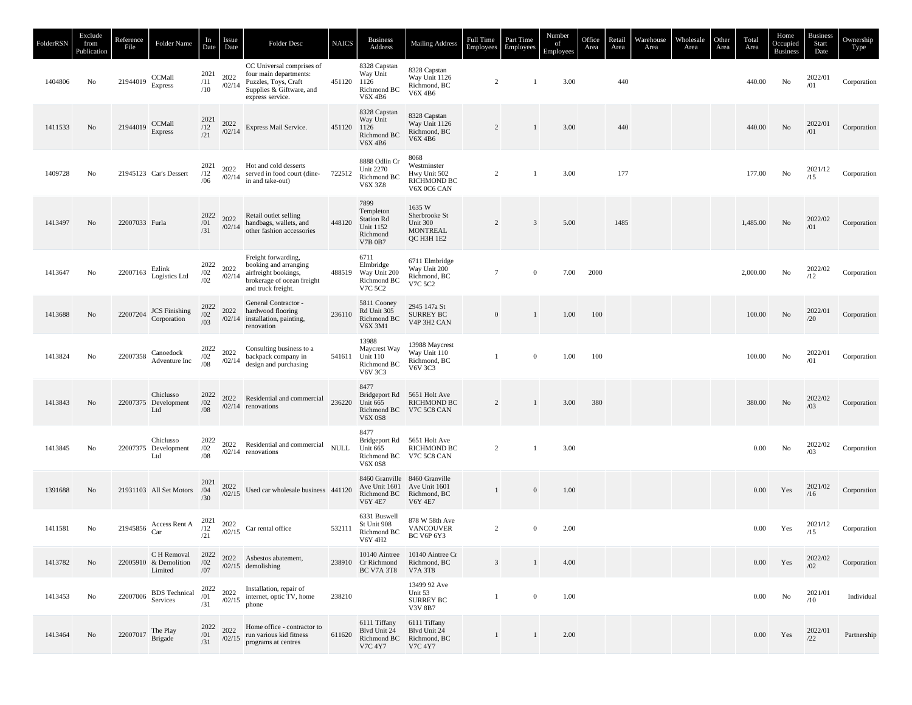| FolderRSN | Exclude from Publication | Reference File | Folder Name | In Date | Issue Date | Folder Desc | NAICS | Business Address | Mailing Address | Full Time Employees | Part Time Employees | Number of Employees | Office Area | Retail Area | Warehouse Area | Wholesale Area | Other Area | Total Area | Home Occupied Business | Business Start Date | Ownership Type |
|---|---|---|---|---|---|---|---|---|---|---|---|---|---|---|---|---|---|---|---|---|---|
| 1404806 | No | 21944019 | CCMall Express | 2021/11/10 | 2022/02/14 | CC Universal comprises of four main departments: Puzzles, Toys, Craft Supplies & Giftware, and express service. | 451120 | 8328 Capstan Way Unit 1126 Richmond BC V6X 4B6 | 8328 Capstan Way Unit 1126 Richmond, BC V6X 4B6 | 2 | 1 | 3.00 | | 440 | | | | 440.00 | No | 2022/01/01 | Corporation |
| 1411533 | No | 21944019 | CCMall Express | 2021/12/21 | 2022/02/14 | Express Mail Service. | 451120 | 8328 Capstan Way Unit 1126 Richmond BC V6X 4B6 | 8328 Capstan Way Unit 1126 Richmond, BC V6X 4B6 | 2 | 1 | 3.00 | | 440 | | | | 440.00 | No | 2022/01/01 | Corporation |
| 1409728 | No | 21945123 | Car's Dessert | 2021/12/06 | 2022/02/14 | Hot and cold desserts served in food court (dine-in and take-out) | 722512 | 8888 Odlin Cr Unit 2270 Richmond BC V6X 3Z8 | 8068 Westminster Hwy Unit 502 RICHMOND BC V6X 0C6 CAN | 2 | 1 | 3.00 | | 177 | | | | 177.00 | No | 2021/12/15 | Corporation |
| 1413497 | No | 22007033 | Furla | 2022/01/31 | 2022/02/14 | Retail outlet selling handbags, wallets, and other fashion accessories | 448120 | 7899 Templeton Station Rd Unit 1152 Richmond V7B 0B7 | 1635 W Sherbrooke St Unit 300 MONTREAL QC H3H 1E2 | 2 | 3 | 5.00 | | 1485 | | | | 1,485.00 | No | 2022/02/01 | Corporation |
| 1413647 | No | 22007163 | Ezlink Logistics Ltd | 2022/02/02 | 2022/02/14 | Freight forwarding, booking and arranging airfreight bookings, brokerage of ocean freight and truck freight. | 488519 | 6711 Elmbridge Way Unit 200 Richmond BC V7C 5C2 | 6711 Elmbridge Way Unit 200 Richmond, BC V7C 5C2 | 7 | 0 | 7.00 | 2000 | | | | | 2,000.00 | No | 2022/02/12 | Corporation |
| 1413688 | No | 22007204 | JCS Finishing Corporation | 2022/02/03 | 2022/02/14 | General Contractor - hardwood flooring installation, painting, renovation | 236110 | 5811 Cooney Rd Unit 305 Richmond BC V6X 3M1 | 2945 147a St SURREY BC V4P 3H2 CAN | 0 | 1 | 1.00 | 100 | | | | | 100.00 | No | 2022/01/20 | Corporation |
| 1413824 | No | 22007358 | Canoedock Adventure Inc | 2022/02/08 | 2022/02/14 | Consulting business to a backpack company in design and purchasing | 541611 | 13988 Maycrest Way Unit 110 Richmond BC V6V 3C3 | 13988 Maycrest Way Unit 110 Richmond, BC V6V 3C3 | 1 | 0 | 1.00 | 100 | | | | | 100.00 | No | 2022/01/01 | Corporation |
| 1413843 | No | 22007375 | Chiclusso Development Ltd | 2022/02/08 | 2022/02/14 | Residential and commercial renovations | 236220 | 8477 Bridgeport Rd Unit 665 Richmond BC V6X 0S8 | 5651 Holt Ave RICHMOND BC V7C 5C8 CAN | 2 | 1 | 3.00 | 380 | | | | | 380.00 | No | 2022/02/03 | Corporation |
| 1413845 | No | 22007375 | Chiclusso Development Ltd | 2022/02/08 | 2022/02/14 | Residential and commercial renovations | NULL | 8477 Bridgeport Rd Unit 665 Richmond BC V6X 0S8 | 5651 Holt Ave RICHMOND BC V7C 5C8 CAN | 2 | 1 | 3.00 | | | | | | 0.00 | No | 2022/02/03 | Corporation |
| 1391688 | No | 21931103 | All Set Motors | 2021/04/30 | 2022/02/15 | Used car wholesale business | 441120 | 8460 Granville Ave Unit 1601 Richmond BC V6Y 4E7 | 8460 Granville Ave Unit 1601 Richmond, BC V6Y 4E7 | 1 | 0 | 1.00 | | | | | | 0.00 | Yes | 2021/02/16 | Corporation |
| 1411581 | No | 21945856 | Access Rent A Car | 2021/12/21 | 2022/02/15 | Car rental office | 532111 | 6331 Buswell St Unit 908 Richmond BC V6Y 4H2 | 878 W 58th Ave VANCOUVER BC V6P 6Y3 | 2 | 0 | 2.00 | | | | | | 0.00 | Yes | 2021/12/15 | Corporation |
| 1413782 | No | 22005910 | C H Removal & Demolition Limited | 2022/02/07 | 2022/02/15 | Asbestos abatement, demolishing | 238910 | 10140 Aintree Cr Richmond BC V7A 3T8 | 10140 Aintree Cr Richmond, BC V7A 3T8 | 3 | 1 | 4.00 | | | | | | 0.00 | Yes | 2022/02/02 | Corporation |
| 1413453 | No | 22007006 | BDS Technical Services | 2022/01/31 | 2022/02/15 | Installation, repair of internet, optic TV, home phone | 238210 | | 13499 92 Ave Unit 53 SURREY BC V3V 8B7 | 1 | 0 | 1.00 | | | | | | 0.00 | No | 2021/01/10 | Individual |
| 1413464 | No | 22007017 | The Play Brigade | 2022/01/31 | 2022/02/15 | Home office - contractor to run various kid fitness programs at centres | 611620 | 6111 Tiffany Blvd Unit 24 Richmond BC V7C 4Y7 | 6111 Tiffany Blvd Unit 24 Richmond, BC V7C 4Y7 | 1 | 1 | 2.00 | | | | | | 0.00 | Yes | 2022/01/22 | Partnership |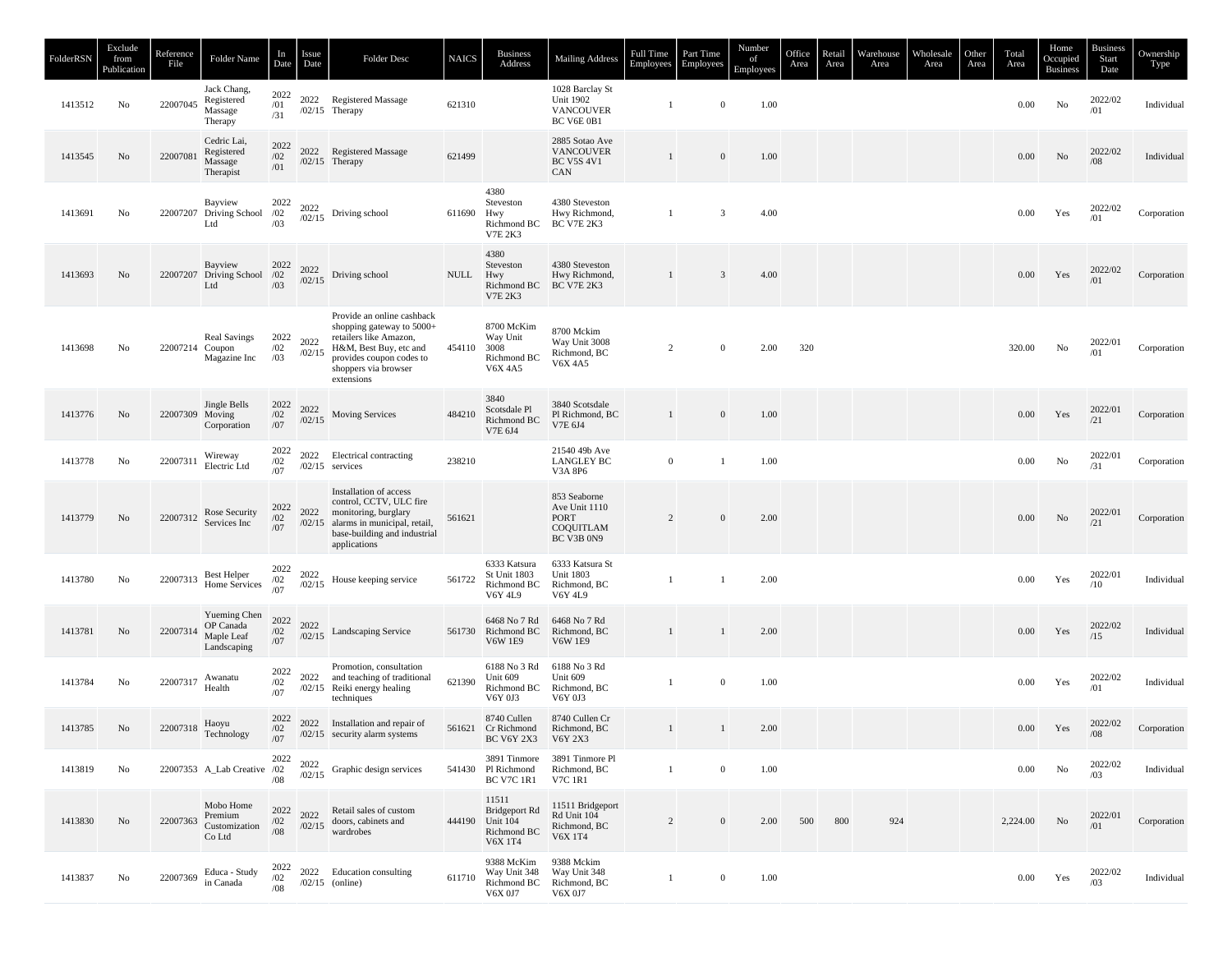| FolderRSN | Exclude from Publication | Reference File | Folder Name | In Date | Issue Date | Folder Desc | NAICS | Business Address | Mailing Address | Full Time Employees | Part Time Employees | Number of Employees | Office Area | Retail Area | Warehouse Area | Wholesale Area | Other Area | Total Area | Home Occupied Business | Business Start Date | Ownership Type |
|---|---|---|---|---|---|---|---|---|---|---|---|---|---|---|---|---|---|---|---|---|---|
| 1413512 | No | 22007045 | Jack Chang, Registered Massage Therapy | 2022/01/31 | 2022/02/15 | Registered Massage Therapy | 621310 | | 1028 Barclay St Unit 1902 VANCOUVER BC V6E 0B1 | 1 | 0 | 1.00 | | | | | | 0.00 | No | 2022/02/01 | Individual |
| 1413545 | No | 22007081 | Cedric Lai, Registered Massage Therapist | 2022/02/01 | 2022/02/15 | Registered Massage Therapy | 621499 | | 2885 Sotao Ave VANCOUVER BC V5S 4V1 CAN | 1 | 0 | 1.00 | | | | | | 0.00 | No | 2022/02/08 | Individual |
| 1413691 | No | 22007207 | Bayview Driving School Ltd | 2022/02/03 | 2022/02/15 | Driving school | 611690 | 4380 Steveston Hwy Richmond BC V7E 2K3 | 4380 Steveston Hwy Richmond, BC V7E 2K3 | 1 | 3 | 4.00 | | | | | | 0.00 | Yes | 2022/02/01 | Corporation |
| 1413693 | No | 22007207 | Bayview Driving School Ltd | 2022/02/03 | 2022/02/15 | Driving school | NULL | 4380 Steveston Hwy Richmond BC V7E 2K3 | 4380 Steveston Hwy Richmond, BC V7E 2K3 | 1 | 3 | 4.00 | | | | | | 0.00 | Yes | 2022/02/01 | Corporation |
| 1413698 | No | 22007214 | Real Savings Coupon Magazine Inc | 2022/02/03 | 2022/02/15 | Provide an online cashback shopping gateway to 5000+ retailers like Amazon, H&M, Best Buy, etc and provides coupon codes to shoppers via browser extensions | 454110 | 8700 McKim Way Unit 3008 Richmond BC V6X 4A5 | 8700 Mckim Way Unit 3008 Richmond, BC V6X 4A5 | 2 | 0 | 2.00 | 320 | | | | | 320.00 | No | 2022/01/01 | Corporation |
| 1413776 | No | 22007309 | Jingle Bells Moving Corporation | 2022/02/07 | 2022/02/15 | Moving Services | 484210 | 3840 Scotsdale Pl Richmond BC V7E 6J4 | 3840 Scotsdale Pl Richmond, BC V7E 6J4 | 1 | 0 | 1.00 | | | | | | 0.00 | Yes | 2022/01/21 | Corporation |
| 1413778 | No | 22007311 | Wireway Electric Ltd | 2022/02/07 | 2022/02/15 | Electrical contracting services | 238210 | | 21540 49b Ave LANGLEY BC V3A 8P6 | 0 | 1 | 1.00 | | | | | | 0.00 | No | 2022/01/31 | Corporation |
| 1413779 | No | 22007312 | Rose Security Services Inc | 2022/02/07 | 2022/02/15 | Installation of access control, CCTV, ULC fire monitoring, burglary alarms in municipal, retail, base-building and industrial applications | 561621 | | 853 Seaborne Ave Unit 1110 PORT COQUITLAM BC V3B 0N9 | 2 | 0 | 2.00 | | | | | | 0.00 | No | 2022/01/21 | Corporation |
| 1413780 | No | 22007313 | Best Helper Home Services | 2022/02/07 | 2022/02/15 | House keeping service | 561722 | 6333 Katsura St Unit 1803 Richmond BC V6Y 4L9 | 6333 Katsura St Unit 1803 Richmond, BC V6Y 4L9 | 1 | 1 | 2.00 | | | | | | 0.00 | Yes | 2022/01/10 | Individual |
| 1413781 | No | 22007314 | Yueming Chen OP Canada Maple Leaf Landscaping | 2022/02/07 | 2022/02/15 | Landscaping Service | 561730 | 6468 No 7 Rd Richmond BC V6W 1E9 | 6468 No 7 Rd Richmond, BC V6W 1E9 | 1 | 1 | 2.00 | | | | | | 0.00 | Yes | 2022/02/15 | Individual |
| 1413784 | No | 22007317 | Awanatu Health | 2022/02/07 | 2022/02/15 | Promotion, consultation and teaching of traditional Reiki energy healing techniques | 621390 | 6188 No 3 Rd Unit 609 Richmond BC V6Y 0J3 | 6188 No 3 Rd Unit 609 Richmond, BC V6Y 0J3 | 1 | 0 | 1.00 | | | | | | 0.00 | Yes | 2022/02/01 | Individual |
| 1413785 | No | 22007318 | Haoyu Technology | 2022/02/07 | 2022/02/15 | Installation and repair of security alarm systems | 561621 | 8740 Cullen Cr Richmond BC V6Y 2X3 | 8740 Cullen Cr Richmond, BC V6Y 2X3 | 1 | 1 | 2.00 | | | | | | 0.00 | Yes | 2022/02/08 | Corporation |
| 1413819 | No | 22007353 | A_Lab Creative | 2022/02/08 | 2022/02/15 | Graphic design services | 541430 | 3891 Tinmore Pl Richmond BC V7C 1R1 | 3891 Tinmore Pl Richmond, BC V7C 1R1 | 1 | 0 | 1.00 | | | | | | 0.00 | No | 2022/02/03 | Individual |
| 1413830 | No | 22007363 | Mobo Home Premium Customization Co Ltd | 2022/02/08 | 2022/02/15 | Retail sales of custom doors, cabinets and wardrobes | 444190 | 11511 Bridgeport Rd Unit 104 Richmond BC V6X 1T4 | 11511 Bridgeport Rd Unit 104 Richmond, BC V6X 1T4 | 2 | 0 | 2.00 | 500 | 800 | 924 | | | 2,224.00 | No | 2022/01/01 | Corporation |
| 1413837 | No | 22007369 | Educa - Study in Canada | 2022/02/08 | 2022/02/15 | Education consulting (online) | 611710 | 9388 McKim Way Unit 348 Richmond BC V6X 0J7 | 9388 Mckim Way Unit 348 Richmond, BC V6X 0J7 | 1 | 0 | 1.00 | | | | | | 0.00 | Yes | 2022/02/03 | Individual |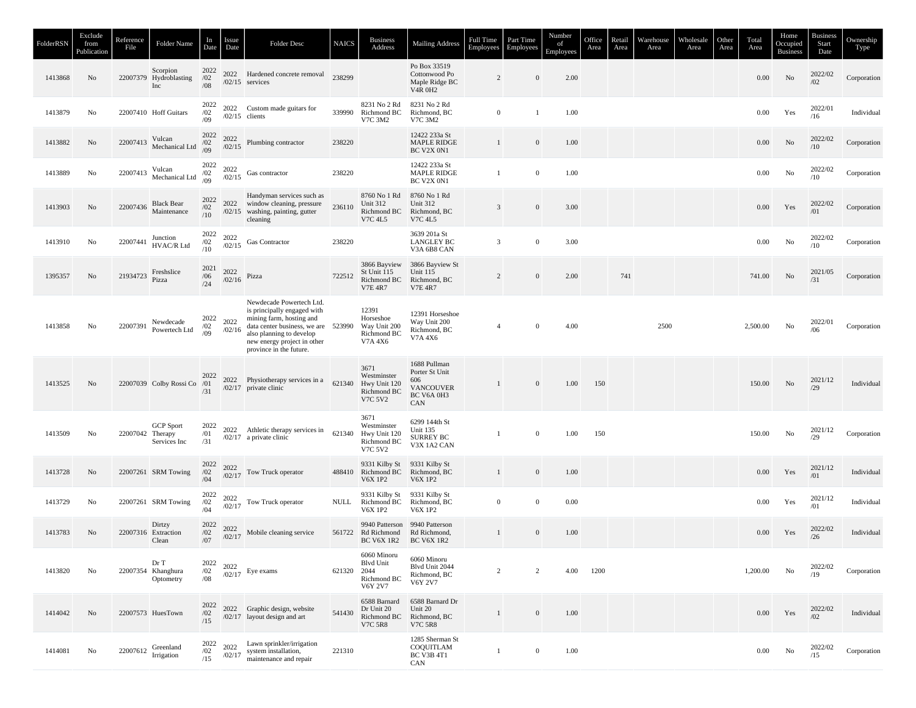| FolderRSN | Exclude from Publication | Reference File | Folder Name | In Date | Issue Date | Folder Desc | NAICS | Business Address | Mailing Address | Full Time Employees | Part Time Employees | Number of Employees | Office Area | Retail Area | Warehouse Area | Wholesale Area | Other Area | Total Area | Home Occupied Business | Business Start Date | Ownership Type |
|---|---|---|---|---|---|---|---|---|---|---|---|---|---|---|---|---|---|---|---|---|---|
| 1413868 | No | 22007379 | Scorpion Hydroblasting Inc | 2022/02/08 | 2022/02/15 | Hardened concrete removal services | 238299 | | Po Box 33519 Cottonwood Po Maple Ridge BC V4R 0H2 | 2 | 0 | 2.00 | | | | | | 0.00 | No | 2022/02/02 | Corporation |
| 1413879 | No | 22007410 | Hoff Guitars | 2022/02/09 | 2022/02/15 | Custom made guitars for clients | 339990 | 8231 No 2 Rd Richmond BC V7C 3M2 | 8231 No 2 Rd Richmond, BC V7C 3M2 | 0 | 1 | 1.00 | | | | | | 0.00 | Yes | 2022/01/16 | Individual |
| 1413882 | No | 22007413 | Vulcan Mechanical Ltd | 2022/02/09 | 2022/02/15 | Plumbing contractor | 238220 | | 12422 233a St MAPLE RIDGE BC V2X 0N1 | 1 | 0 | 1.00 | | | | | | 0.00 | No | 2022/02/10 | Corporation |
| 1413889 | No | 22007413 | Vulcan Mechanical Ltd | 2022/02/09 | 2022/02/15 | Gas contractor | 238220 | | 12422 233a St MAPLE RIDGE BC V2X 0N1 | 1 | 0 | 1.00 | | | | | | 0.00 | No | 2022/02/10 | Corporation |
| 1413903 | No | 22007436 | Black Bear Maintenance | 2022/02/10 | 2022/02/15 | Handyman services such as window cleaning, pressure washing, painting, gutter cleaning | 236110 | 8760 No 1 Rd Unit 312 Richmond BC V7C 4L5 | 8760 No 1 Rd Unit 312 Richmond, BC V7C 4L5 | 3 | 0 | 3.00 | | | | | | 0.00 | Yes | 2022/02/01 | Corporation |
| 1413910 | No | 22007441 | Junction HVAC/R Ltd | 2022/02/10 | 2022/02/15 | Gas Contractor | 238220 | | 3639 201a St LANGLEY BC V3A 6B8 CAN | 3 | 0 | 3.00 | | | | | | 0.00 | No | 2022/02/10 | Corporation |
| 1395357 | No | 21934723 | Freshslice Pizza | 2021/06/24 | 2022/02/16 | Pizza | 722512 | 3866 Bayview St Unit 115 Richmond BC V7E 4R7 | 3866 Bayview St Unit 115 Richmond, BC V7E 4R7 | 2 | 0 | 2.00 | | 741 | | | | 741.00 | No | 2021/05/31 | Corporation |
| 1413858 | No | 22007391 | Newdecade Powertech Ltd | 2022/02/09 | 2022/02/16 | Newdecade Powertech Ltd. is principally engaged with mining farm, hosting and data center business, we are also planning to develop new energy project in other province in the future. | 523990 | 12391 Horseshoe Way Unit 200 Richmond BC V7A 4X6 | 12391 Horseshoe Way Unit 200 Richmond, BC V7A 4X6 | 4 | 0 | 4.00 | | | 2500 | | | 2,500.00 | No | 2022/01/06 | Corporation |
| 1413525 | No | 22007039 | Colby Rossi Co | 2022/01/31 | 2022/02/17 | Physiotherapy services in a private clinic | 621340 | 3671 Westminster Hwy Unit 120 Richmond BC V7C 5V2 | 1688 Pullman Porter St Unit 606 VANCOUVER BC V6A 0H3 CAN | 1 | 0 | 1.00 | 150 | | | | | 150.00 | No | 2021/12/29 | Individual |
| 1413509 | No | 22007042 | GCP Sport Therapy Services Inc | 2022/01/31 | 2022/02/17 | Athletic therapy services in a private clinic | 621340 | 3671 Westminster Hwy Unit 120 Richmond BC V7C 5V2 | 6299 144th St Unit 135 SURREY BC V3X 1A2 CAN | 1 | 0 | 1.00 | 150 | | | | | 150.00 | No | 2021/12/29 | Corporation |
| 1413728 | No | 22007261 | SRM Towing | 2022/02/04 | 2022/02/17 | Tow Truck operator | 488410 | 9331 Kilby St Richmond BC V6X 1P2 | 9331 Kilby St Richmond, BC V6X 1P2 | 1 | 0 | 1.00 | | | | | | 0.00 | Yes | 2021/12/01 | Individual |
| 1413729 | No | 22007261 | SRM Towing | 2022/02/04 | 2022/02/17 | Tow Truck operator | NULL | 9331 Kilby St Richmond BC V6X 1P2 | 9331 Kilby St Richmond, BC V6X 1P2 | 0 | 0 | 0.00 | | | | | | 0.00 | Yes | 2021/12/01 | Individual |
| 1413783 | No | 22007316 | Dirtzy Extraction Clean | 2022/02/07 | 2022/02/17 | Mobile cleaning service | 561722 | 9940 Patterson Rd Richmond BC V6X 1R2 | 9940 Patterson Rd Richmond, BC V6X 1R2 | 1 | 0 | 1.00 | | | | | | 0.00 | Yes | 2022/02/26 | Individual |
| 1413820 | No | 22007354 | Dr T Khanghura Optometry | 2022/02/08 | 2022/02/17 | Eye exams | 621320 | 6060 Minoru Blvd Unit 2044 Richmond BC V6Y 2V7 | 6060 Minoru Blvd Unit 2044 Richmond, BC V6Y 2V7 | 2 | 2 | 4.00 | 1200 | | | | | 1,200.00 | No | 2022/02/19 | Corporation |
| 1414042 | No | 22007573 | HuesTown | 2022/02/15 | 2022/02/17 | Graphic design, website layout design and art | 541430 | 6588 Barnard Dr Unit 20 Richmond BC V7C 5R8 | 6588 Barnard Dr Unit 20 Richmond, BC V7C 5R8 | 1 | 0 | 1.00 | | | | | | 0.00 | Yes | 2022/02/02 | Individual |
| 1414081 | No | 22007612 | Greenland Irrigation | 2022/02/15 | 2022/02/17 | Lawn sprinkler/irrigation system installation, maintenance and repair | 221310 | | 1285 Sherman St COQUITLAM BC V3B 4T1 CAN | 1 | 0 | 1.00 | | | | | | 0.00 | No | 2022/02/15 | Corporation |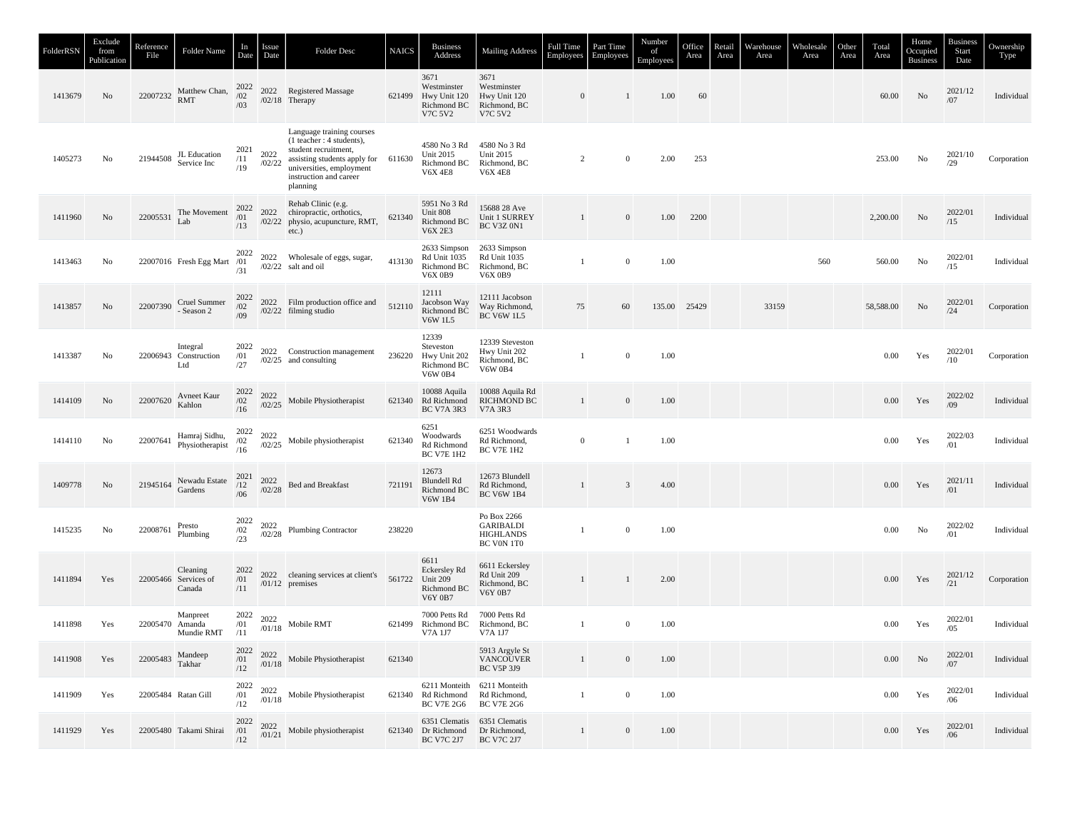| FolderRSN | Exclude from Publication | Reference File | Folder Name | In Date | Issue Date | Folder Desc | NAICS | Business Address | Mailing Address | Full Time Employees | Part Time Employees | Number of Employees | Office Area | Retail Area | Warehouse Area | Wholesale Area | Other Area | Total Area | Home Occupied Business | Business Start Date | Ownership Type |
|---|---|---|---|---|---|---|---|---|---|---|---|---|---|---|---|---|---|---|---|---|---|
| 1413679 | No | 22007232 | Matthew Chan, RMT | 2022/02/03 | 2022/02/18 | Registered Massage Therapy | 621499 | 3671 Westminster Hwy Unit 120 Richmond BC V7C 5V2 | 3671 Westminster Hwy Unit 120 Richmond, BC V7C 5V2 | 0 | 1 | 1.00 | 60 | | | | | 60.00 | No | 2021/12/07 | Individual |
| 1405273 | No | 21944508 | JL Education Service Inc | 2021/11/19 | 2022/02/22 | Language training courses (1 teacher : 4 students), student recruitment, assisting students apply for universities, employment instruction and career planning | 611630 | 4580 No 3 Rd Unit 2015 Richmond BC V6X 4E8 | 4580 No 3 Rd Unit 2015 Richmond, BC V6X 4E8 | 2 | 0 | 2.00 | 253 | | | | | 253.00 | No | 2021/10/29 | Corporation |
| 1411960 | No | 22005531 | The Movement Lab | 2022/01/13 | 2022/02/22 | Rehab Clinic (e.g. chiropractic, orthotics, physio, acupuncture, RMT, etc.) | 621340 | 5951 No 3 Rd Unit 808 Richmond BC V6X 2E3 | 15688 28 Ave Unit 1 SURREY BC V3Z 0N1 | 1 | 0 | 1.00 | 2200 | | | | | 2,200.00 | No | 2022/01/15 | Individual |
| 1413463 | No | 22007016 | Fresh Egg Mart | 2022/01/31 | 2022/02/22 | Wholesale of eggs, sugar, salt and oil | 413130 | 2633 Simpson Rd Unit 1035 Richmond BC V6X 0B9 | 2633 Simpson Rd Unit 1035 Richmond, BC V6X 0B9 | 1 | 0 | 1.00 | | | | 560 | | 560.00 | No | 2022/01/15 | Individual |
| 1413857 | No | 22007390 | Cruel Summer - Season 2 | 2022/02/09 | 2022/02/22 | Film production office and filming studio | 512110 | 12111 Jacobson Way Richmond BC V6W 1L5 | 12111 Jacobson Way Richmond, BC V6W 1L5 | 75 | 60 | 135.00 | 25429 | | 33159 | | | 58,588.00 | No | 2022/01/24 | Corporation |
| 1413387 | No | 22006943 | Integral Construction Ltd | 2022/01/27 | 2022/02/25 | Construction management and consulting | 236220 | 12339 Steveston Hwy Unit 202 Richmond BC V6W 0B4 | 12339 Steveston Hwy Unit 202 Richmond, BC V6W 0B4 | 1 | 0 | 1.00 | | | | | | 0.00 | Yes | 2022/01/10 | Corporation |
| 1414109 | No | 22007620 | Avneet Kaur Kahlon | 2022/02/16 | 2022/02/25 | Mobile Physiotherapist | 621340 | 10088 Aquila Rd Richmond BC V7A 3R3 | 10088 Aquila Rd RICHMOND BC V7A 3R3 | 1 | 0 | 1.00 | | | | | | 0.00 | Yes | 2022/02/09 | Individual |
| 1414110 | No | 22007641 | Hamraj Sidhu, Physiotherapist | 2022/02/16 | 2022/02/25 | Mobile physiotherapist | 621340 | 6251 Woodwards Rd Richmond BC V7E 1H2 | 6251 Woodwards Rd Richmond, BC V7E 1H2 | 0 | 1 | 1.00 | | | | | | 0.00 | Yes | 2022/03/01 | Individual |
| 1409778 | No | 21945164 | Newadu Estate Gardens | 2021/12/06 | 2022/02/28 | Bed and Breakfast | 721191 | 12673 Blundell Rd Richmond BC V6W 1B4 | 12673 Blundell Rd Richmond, BC V6W 1B4 | 1 | 3 | 4.00 | | | | | | 0.00 | Yes | 2021/11/01 | Individual |
| 1415235 | No | 22008761 | Presto Plumbing | 2022/02/23 | 2022/02/28 | Plumbing Contractor | 238220 | | Po Box 2266 GARIBALDI HIGHLANDS BC V0N 1T0 | 1 | 0 | 1.00 | | | | | | 0.00 | No | 2022/02/01 | Individual |
| 1411894 | Yes | 22005466 | Cleaning Services of Canada | 2022/01/11 | 2022/01/12 | cleaning services at client's premises | 561722 | 6611 Eckersley Rd Unit 209 Richmond BC V6Y 0B7 | 6611 Eckersley Rd Unit 209 Richmond, BC V6Y 0B7 | 1 | 1 | 2.00 | | | | | | 0.00 | Yes | 2021/12/21 | Corporation |
| 1411898 | Yes | 22005470 | Manpreet Amanda Mundie RMT | 2022/01/11 | 2022/01/18 | Mobile RMT | 621499 | 7000 Petts Rd Richmond BC V7A 1J7 | 7000 Petts Rd Richmond, BC V7A 1J7 | 1 | 0 | 1.00 | | | | | | 0.00 | Yes | 2022/01/05 | Individual |
| 1411908 | Yes | 22005483 | Mandeep Takhar | 2022/01/12 | 2022/01/18 | Mobile Physiotherapist | 621340 | | 5913 Argyle St VANCOUVER BC V5P 3J9 | 1 | 0 | 1.00 | | | | | | 0.00 | No | 2022/01/07 | Individual |
| 1411909 | Yes | 22005484 | Ratan Gill | 2022/01/12 | 2022/01/18 | Mobile Physiotherapist | 621340 | 6211 Monteith Rd Richmond BC V7E 2G6 | 6211 Monteith Rd Richmond, BC V7E 2G6 | 1 | 0 | 1.00 | | | | | | 0.00 | Yes | 2022/01/06 | Individual |
| 1411929 | Yes | 22005480 | Takami Shirai | 2022/01/12 | 2022/01/21 | Mobile physiotherapist | 621340 | 6351 Clematis Dr Richmond BC V7C 2J7 | 6351 Clematis Dr Richmond, BC V7C 2J7 | 1 | 0 | 1.00 | | | | | | 0.00 | Yes | 2022/01/06 | Individual |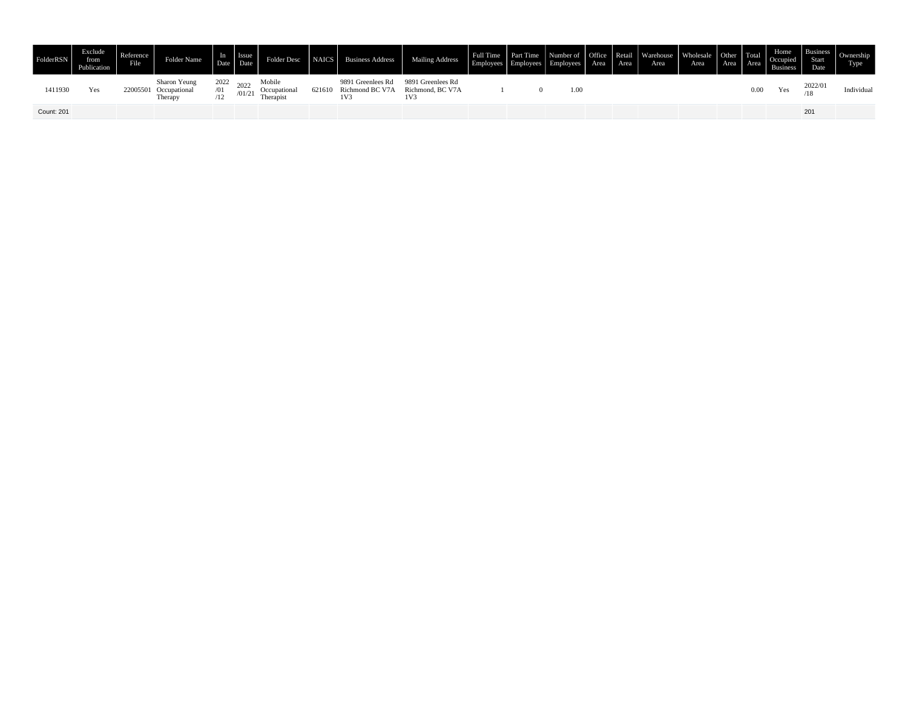| FolderRSN | Exclude from Publication | Reference File | Folder Name | In Date | Issue Date | Folder Desc | NAICS | Business Address | Mailing Address | Full Time Employees | Part Time Employees | Number of Employees | Office Area | Retail Area | Warehouse Area | Wholesale Area | Other Area | Total Area | Home Occupied Business | Business Start Date | Ownership Type |
|---|---|---|---|---|---|---|---|---|---|---|---|---|---|---|---|---|---|---|---|---|---|
| 1411930 | Yes | 22005501 | Sharon Yeung Occupational Therapy | 2022/01/12 | 2022/01/21 | Mobile Occupational Therapist | 621610 | 9891 Greenlees Rd Richmond BC V7A 1V3 | 9891 Greenlees Rd Richmond, BC V7A 1V3 | 1 | 0 | 1.00 | | | | | | 0.00 | Yes | 2022/01/18 | Individual |
| Count: 201 | | | | | | | | | | | | | | | | | | | | 201 | |